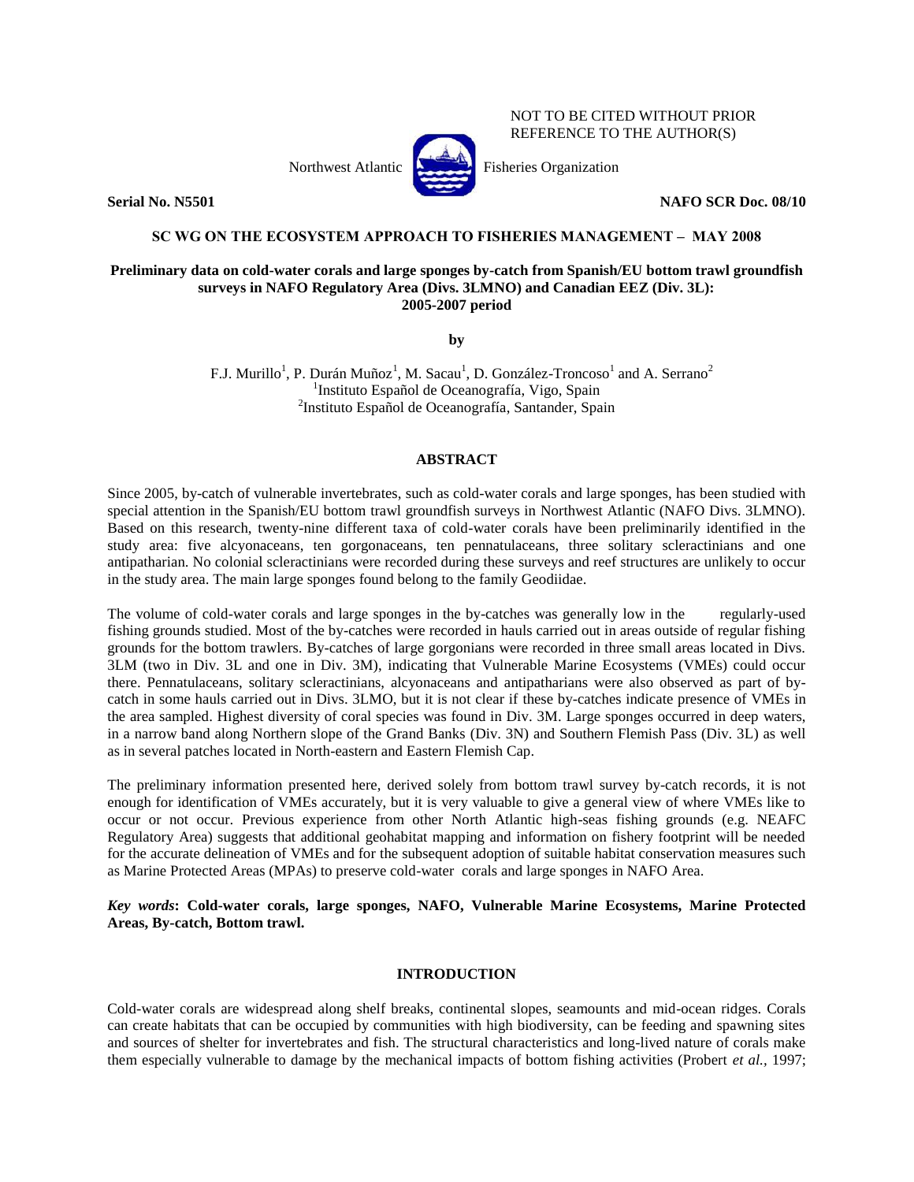NOT TO BE CITED WITHOUT PRIOR REFERENCE TO THE AUTHOR(S)

Northwest Atlantic Fisheries Organization

**Serial No. N5501** **NAFO SCR Doc. 08/10**

**SC WG ON THE ECOSYSTEM APPROACH TO FISHERIES MANAGEMENT – MAY 2008**

**Preliminary data on cold-water corals and large sponges by-catch from Spanish/EU bottom trawl groundfish surveys in NAFO Regulatory Area (Divs. 3LMNO) and Canadian EEZ (Div. 3L): 2005-2007 period**

**by**

F.J. Murillo[1], P. Durán Muñoz[1], M. Sacau[1], D. González-Troncoso[1] and A. Serrano[2]
[1]Instituto Español de Oceanografía, Vigo, Spain
[2]Instituto Español de Oceanografía, Santander, Spain

## ABSTRACT

Since 2005, by-catch of vulnerable invertebrates, such as cold-water corals and large sponges, has been studied with special attention in the Spanish/EU bottom trawl groundfish surveys in Northwest Atlantic (NAFO Divs. 3LMNO). Based on this research, twenty-nine different taxa of cold-water corals have been preliminarily identified in the study area: five alcyonaceans, ten gorgonaceans, ten pennatulaceans, three solitary scleractinians and one antipatharian. No colonial scleractinians were recorded during these surveys and reef structures are unlikely to occur in the study area. The main large sponges found belong to the family Geodiidae.

The volume of cold-water corals and large sponges in the by-catches was generally low in the regularly-used fishing grounds studied. Most of the by-catches were recorded in hauls carried out in areas outside of regular fishing grounds for the bottom trawlers. By-catches of large gorgonians were recorded in three small areas located in Divs. 3LM (two in Div. 3L and one in Div. 3M), indicating that Vulnerable Marine Ecosystems (VMEs) could occur there. Pennatulaceans, solitary scleractinians, alcyonaceans and antipatharians were also observed as part of by-catch in some hauls carried out in Divs. 3LMO, but it is not clear if these by-catches indicate presence of VMEs in the area sampled. Highest diversity of coral species was found in Div. 3M. Large sponges occurred in deep waters, in a narrow band along Northern slope of the Grand Banks (Div. 3N) and Southern Flemish Pass (Div. 3L) as well as in several patches located in North-eastern and Eastern Flemish Cap.

The preliminary information presented here, derived solely from bottom trawl survey by-catch records, it is not enough for identification of VMEs accurately, but it is very valuable to give a general view of where VMEs like to occur or not occur. Previous experience from other North Atlantic high-seas fishing grounds (e.g. NEAFC Regulatory Area) suggests that additional geohabitat mapping and information on fishery footprint will be needed for the accurate delineation of VMEs and for the subsequent adoption of suitable habitat conservation measures such as Marine Protected Areas (MPAs) to preserve cold-water corals and large sponges in NAFO Area.

***Key words*: Cold-water corals, large sponges, NAFO, Vulnerable Marine Ecosystems, Marine Protected Areas, By-catch, Bottom trawl.**

## INTRODUCTION

Cold-water corals are widespread along shelf breaks, continental slopes, seamounts and mid-ocean ridges. Corals can create habitats that can be occupied by communities with high biodiversity, can be feeding and spawning sites and sources of shelter for invertebrates and fish. The structural characteristics and long-lived nature of corals make them especially vulnerable to damage by the mechanical impacts of bottom fishing activities (Probert *et al.*, 1997;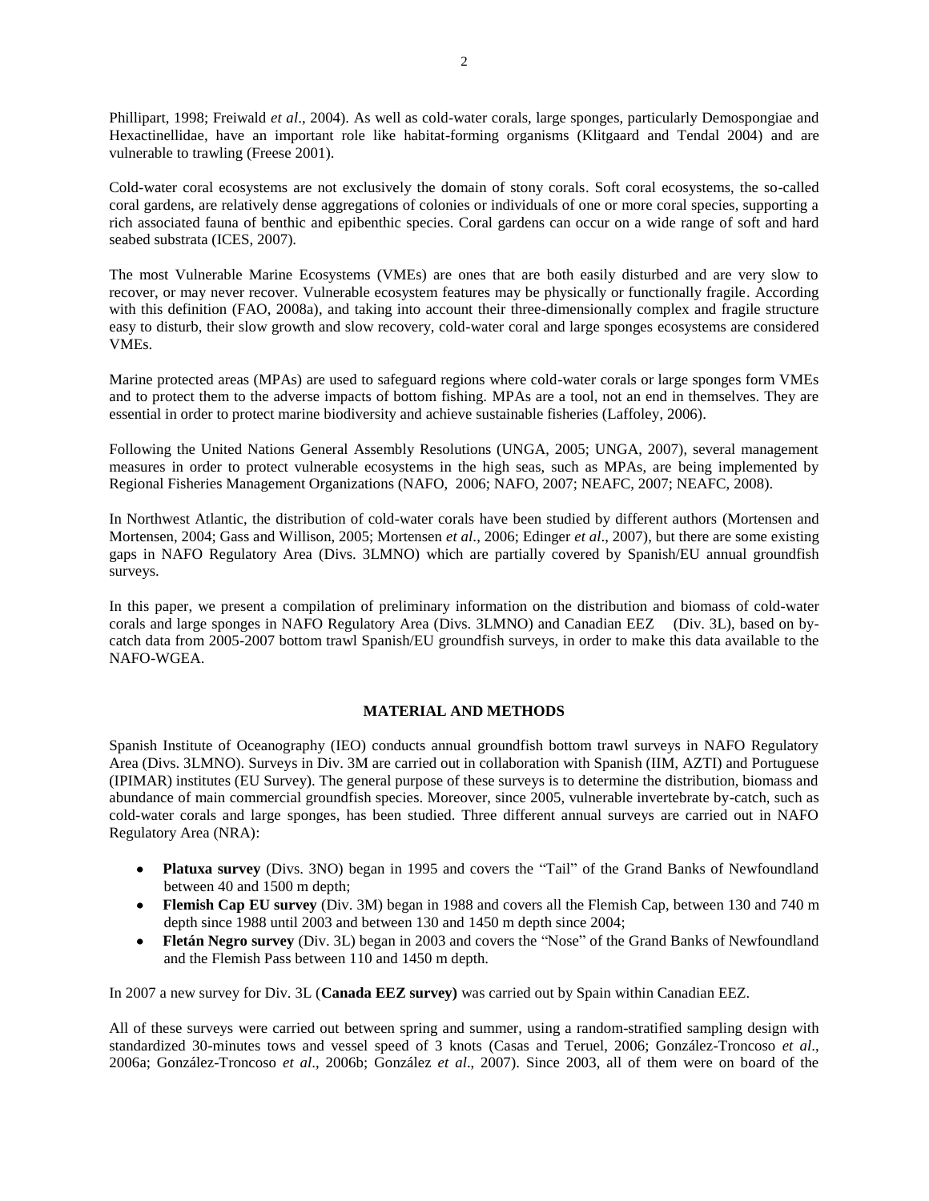Phillipart, 1998; Freiwald *et al*., 2004). As well as cold-water corals, large sponges, particularly Demospongiae and Hexactinellidae, have an important role like habitat-forming organisms (Klitgaard and Tendal 2004) and are vulnerable to trawling (Freese 2001).

Cold-water coral ecosystems are not exclusively the domain of stony corals. Soft coral ecosystems, the so-called coral gardens, are relatively dense aggregations of colonies or individuals of one or more coral species, supporting a rich associated fauna of benthic and epibenthic species. Coral gardens can occur on a wide range of soft and hard seabed substrata (ICES, 2007).

The most Vulnerable Marine Ecosystems (VMEs) are ones that are both easily disturbed and are very slow to recover, or may never recover. Vulnerable ecosystem features may be physically or functionally fragile. According with this definition (FAO, 2008a), and taking into account their three-dimensionally complex and fragile structure easy to disturb, their slow growth and slow recovery, cold-water coral and large sponges ecosystems are considered VMEs.

Marine protected areas (MPAs) are used to safeguard regions where cold-water corals or large sponges form VMEs and to protect them to the adverse impacts of bottom fishing. MPAs are a tool, not an end in themselves. They are essential in order to protect marine biodiversity and achieve sustainable fisheries (Laffoley, 2006).

Following the United Nations General Assembly Resolutions (UNGA, 2005; UNGA, 2007), several management measures in order to protect vulnerable ecosystems in the high seas, such as MPAs, are being implemented by Regional Fisheries Management Organizations (NAFO, 2006; NAFO, 2007; NEAFC, 2007; NEAFC, 2008).

In Northwest Atlantic, the distribution of cold-water corals have been studied by different authors (Mortensen and Mortensen, 2004; Gass and Willison, 2005; Mortensen *et al*., 2006; Edinger *et al*., 2007), but there are some existing gaps in NAFO Regulatory Area (Divs. 3LMNO) which are partially covered by Spanish/EU annual groundfish surveys.

In this paper, we present a compilation of preliminary information on the distribution and biomass of cold-water corals and large sponges in NAFO Regulatory Area (Divs. 3LMNO) and Canadian EEZ (Div. 3L), based on by-catch data from 2005-2007 bottom trawl Spanish/EU groundfish surveys, in order to make this data available to the NAFO-WGEA.

## MATERIAL AND METHODS

Spanish Institute of Oceanography (IEO) conducts annual groundfish bottom trawl surveys in NAFO Regulatory Area (Divs. 3LMNO). Surveys in Div. 3M are carried out in collaboration with Spanish (IIM, AZTI) and Portuguese (IPIMAR) institutes (EU Survey). The general purpose of these surveys is to determine the distribution, biomass and abundance of main commercial groundfish species. Moreover, since 2005, vulnerable invertebrate by-catch, such as cold-water corals and large sponges, has been studied. Three different annual surveys are carried out in NAFO Regulatory Area (NRA):

- **Platuxa survey** (Divs. 3NO) began in 1995 and covers the "Tail" of the Grand Banks of Newfoundland between 40 and 1500 m depth;
- **Flemish Cap EU survey** (Div. 3M) began in 1988 and covers all the Flemish Cap, between 130 and 740 m depth since 1988 until 2003 and between 130 and 1450 m depth since 2004;
- **Fletán Negro survey** (Div. 3L) began in 2003 and covers the "Nose" of the Grand Banks of Newfoundland and the Flemish Pass between 110 and 1450 m depth.

In 2007 a new survey for Div. 3L (**Canada EEZ survey)** was carried out by Spain within Canadian EEZ.

All of these surveys were carried out between spring and summer, using a random-stratified sampling design with standardized 30-minutes tows and vessel speed of 3 knots (Casas and Teruel, 2006; González-Troncoso *et al*., 2006a; González-Troncoso *et al*., 2006b; González *et al*., 2007). Since 2003, all of them were on board of the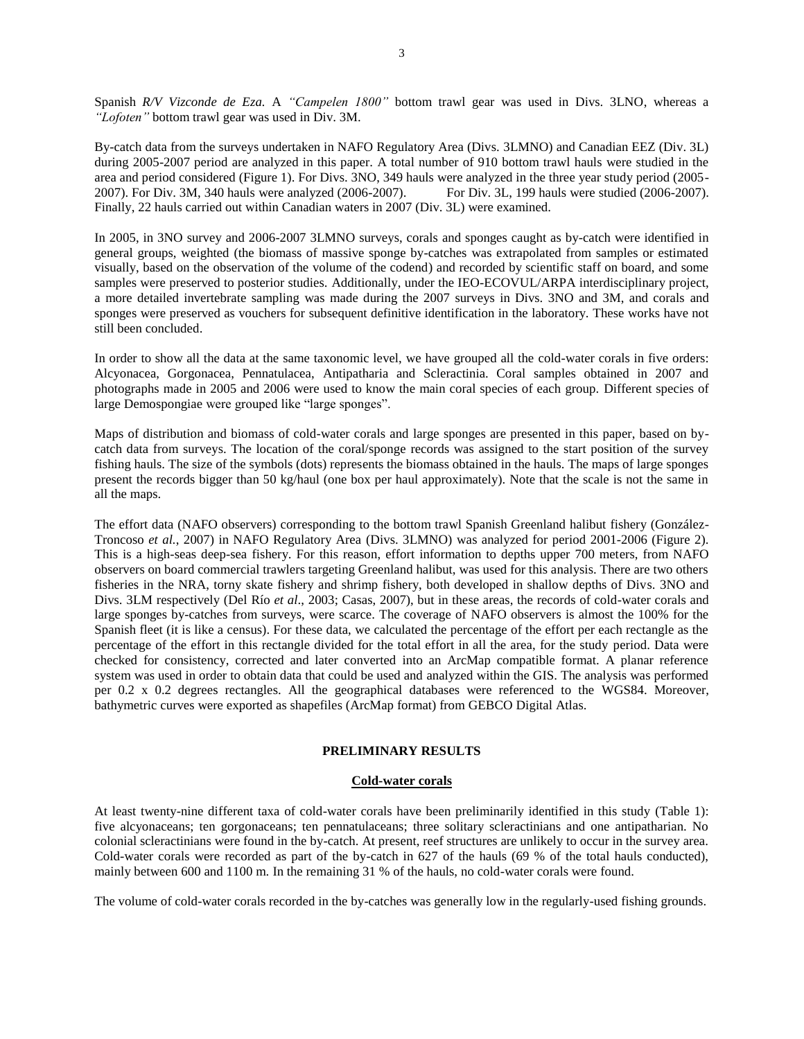Spanish *R/V Vizconde de Eza.* A *"Campelen 1800"* bottom trawl gear was used in Divs. 3LNO, whereas a *"Lofoten"* bottom trawl gear was used in Div. 3M.

By-catch data from the surveys undertaken in NAFO Regulatory Area (Divs. 3LMNO) and Canadian EEZ (Div. 3L) during 2005-2007 period are analyzed in this paper. A total number of 910 bottom trawl hauls were studied in the area and period considered (Figure 1). For Divs. 3NO, 349 hauls were analyzed in the three year study period (2005-2007). For Div. 3M, 340 hauls were analyzed (2006-2007). For Div. 3L, 199 hauls were studied (2006-2007). Finally, 22 hauls carried out within Canadian waters in 2007 (Div. 3L) were examined.

In 2005, in 3NO survey and 2006-2007 3LMNO surveys, corals and sponges caught as by-catch were identified in general groups, weighted (the biomass of massive sponge by-catches was extrapolated from samples or estimated visually, based on the observation of the volume of the codend) and recorded by scientific staff on board, and some samples were preserved to posterior studies. Additionally, under the IEO-ECOVUL/ARPA interdisciplinary project, a more detailed invertebrate sampling was made during the 2007 surveys in Divs. 3NO and 3M, and corals and sponges were preserved as vouchers for subsequent definitive identification in the laboratory. These works have not still been concluded.

In order to show all the data at the same taxonomic level, we have grouped all the cold-water corals in five orders: Alcyonacea, Gorgonacea, Pennatulacea, Antipatharia and Scleractinia. Coral samples obtained in 2007 and photographs made in 2005 and 2006 were used to know the main coral species of each group. Different species of large Demospongiae were grouped like "large sponges".

Maps of distribution and biomass of cold-water corals and large sponges are presented in this paper, based on by-catch data from surveys. The location of the coral/sponge records was assigned to the start position of the survey fishing hauls. The size of the symbols (dots) represents the biomass obtained in the hauls. The maps of large sponges present the records bigger than 50 kg/haul (one box per haul approximately). Note that the scale is not the same in all the maps.

The effort data (NAFO observers) corresponding to the bottom trawl Spanish Greenland halibut fishery (González-Troncoso *et al.*, 2007) in NAFO Regulatory Area (Divs. 3LMNO) was analyzed for period 2001-2006 (Figure 2). This is a high-seas deep-sea fishery. For this reason, effort information to depths upper 700 meters, from NAFO observers on board commercial trawlers targeting Greenland halibut, was used for this analysis. There are two others fisheries in the NRA, torny skate fishery and shrimp fishery, both developed in shallow depths of Divs. 3NO and Divs. 3LM respectively (Del Río *et al*., 2003; Casas, 2007), but in these areas, the records of cold-water corals and large sponges by-catches from surveys, were scarce. The coverage of NAFO observers is almost the 100% for the Spanish fleet (it is like a census). For these data, we calculated the percentage of the effort per each rectangle as the percentage of the effort in this rectangle divided for the total effort in all the area, for the study period. Data were checked for consistency, corrected and later converted into an ArcMap compatible format. A planar reference system was used in order to obtain data that could be used and analyzed within the GIS. The analysis was performed per 0.2 x 0.2 degrees rectangles. All the geographical databases were referenced to the WGS84. Moreover, bathymetric curves were exported as shapefiles (ArcMap format) from GEBCO Digital Atlas.

## PRELIMINARY RESULTS

### Cold-water corals

At least twenty-nine different taxa of cold-water corals have been preliminarily identified in this study (Table 1): five alcyonaceans; ten gorgonaceans; ten pennatulaceans; three solitary scleractinians and one antipatharian. No colonial scleractinians were found in the by-catch. At present, reef structures are unlikely to occur in the survey area. Cold-water corals were recorded as part of the by-catch in 627 of the hauls (69 % of the total hauls conducted), mainly between 600 and 1100 m. In the remaining 31 % of the hauls, no cold-water corals were found.

The volume of cold-water corals recorded in the by-catches was generally low in the regularly-used fishing grounds.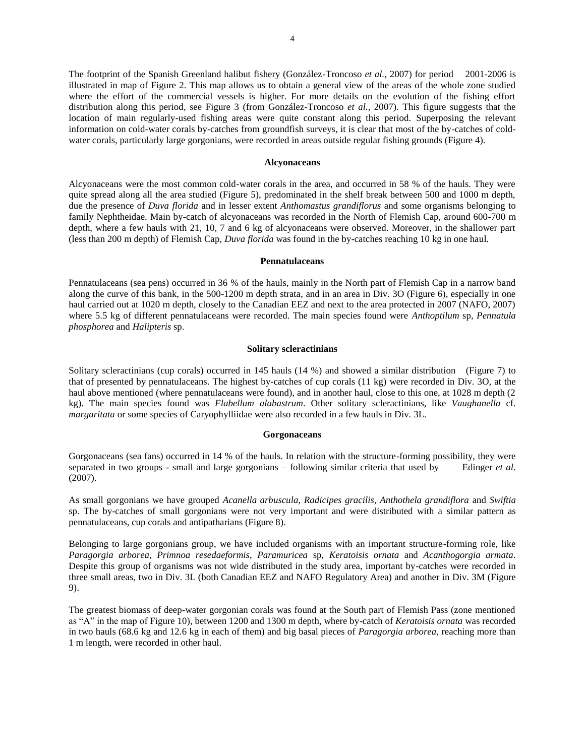The footprint of the Spanish Greenland halibut fishery (González-Troncoso *et al.*, 2007) for period 2001-2006 is illustrated in map of Figure 2. This map allows us to obtain a general view of the areas of the whole zone studied where the effort of the commercial vessels is higher. For more details on the evolution of the fishing effort distribution along this period, see Figure 3 (from González-Troncoso *et al.*, 2007). This figure suggests that the location of main regularly-used fishing areas were quite constant along this period. Superposing the relevant information on cold-water corals by-catches from groundfish surveys, it is clear that most of the by-catches of cold-water corals, particularly large gorgonians, were recorded in areas outside regular fishing grounds (Figure 4).

**Alcyonaceans**

Alcyonaceans were the most common cold-water corals in the area, and occurred in 58 % of the hauls. They were quite spread along all the area studied (Figure 5), predominated in the shelf break between 500 and 1000 m depth, due the presence of *Duva florida* and in lesser extent *Anthomastus grandiflorus* and some organisms belonging to family Nephtheidae. Main by-catch of alcyonaceans was recorded in the North of Flemish Cap, around 600-700 m depth, where a few hauls with 21, 10, 7 and 6 kg of alcyonaceans were observed. Moreover, in the shallower part (less than 200 m depth) of Flemish Cap, *Duva florida* was found in the by-catches reaching 10 kg in one haul.

**Pennatulaceans**

Pennatulaceans (sea pens) occurred in 36 % of the hauls, mainly in the North part of Flemish Cap in a narrow band along the curve of this bank, in the 500-1200 m depth strata, and in an area in Div. 3O (Figure 6), especially in one haul carried out at 1020 m depth, closely to the Canadian EEZ and next to the area protected in 2007 (NAFO, 2007) where 5.5 kg of different pennatulaceans were recorded. The main species found were *Anthoptilum* sp, *Pennatula phosphorea* and *Halipteris* sp.

**Solitary scleractinians**

Solitary scleractinians (cup corals) occurred in 145 hauls (14 %) and showed a similar distribution (Figure 7) to that of presented by pennatulaceans. The highest by-catches of cup corals (11 kg) were recorded in Div. 3O, at the haul above mentioned (where pennatulaceans were found), and in another haul, close to this one, at 1028 m depth (2 kg). The main species found was *Flabellum alabastrum*. Other solitary scleractinians, like *Vaughanella* cf. *margaritata* or some species of Caryophylliidae were also recorded in a few hauls in Div. 3L.

**Gorgonaceans**

Gorgonaceans (sea fans) occurred in 14 % of the hauls. In relation with the structure-forming possibility, they were separated in two groups - small and large gorgonians – following similar criteria that used by Edinger *et al*. (2007).

As small gorgonians we have grouped *Acanella arbuscula*, *Radicipes gracilis*, *Anthothela grandiflora* and *Swiftia* sp. The by-catches of small gorgonians were not very important and were distributed with a similar pattern as pennatulaceans, cup corals and antipatharians (Figure 8).

Belonging to large gorgonians group, we have included organisms with an important structure-forming role, like *Paragorgia arborea*, *Primnoa resedaeformis*, *Paramuricea* sp, *Keratoisis ornata* and *Acanthogorgia armata*. Despite this group of organisms was not wide distributed in the study area, important by-catches were recorded in three small areas, two in Div. 3L (both Canadian EEZ and NAFO Regulatory Area) and another in Div. 3M (Figure 9).

The greatest biomass of deep-water gorgonian corals was found at the South part of Flemish Pass (zone mentioned as "A" in the map of Figure 10), between 1200 and 1300 m depth, where by-catch of *Keratoisis ornata* was recorded in two hauls (68.6 kg and 12.6 kg in each of them) and big basal pieces of *Paragorgia arborea*, reaching more than 1 m length, were recorded in other haul.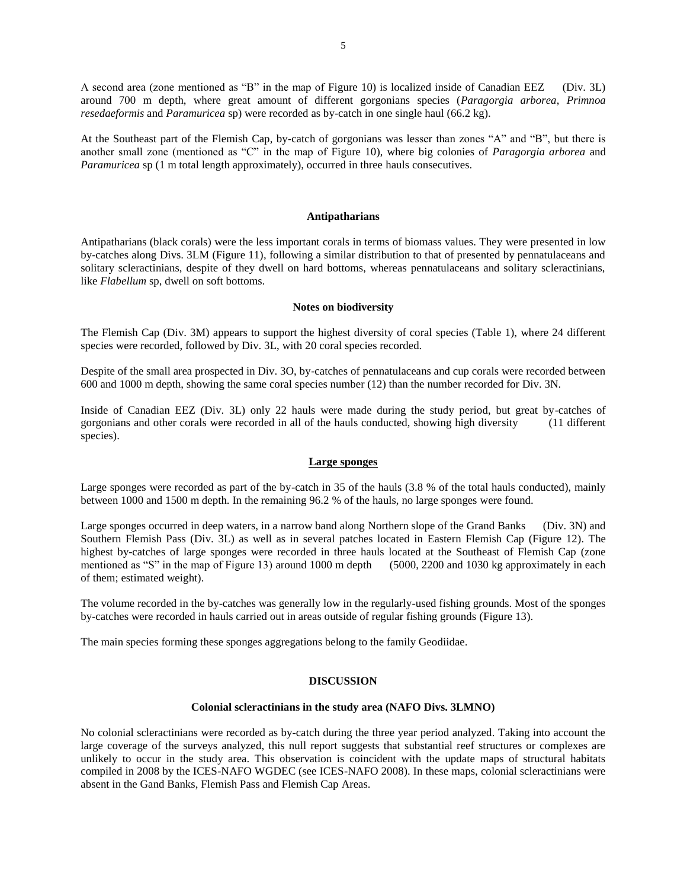A second area (zone mentioned as "B" in the map of Figure 10) is localized inside of Canadian EEZ (Div. 3L) around 700 m depth, where great amount of different gorgonians species (*Paragorgia arborea*, *Primnoa resedaeformis* and *Paramuricea* sp) were recorded as by-catch in one single haul (66.2 kg).

At the Southeast part of the Flemish Cap, by-catch of gorgonians was lesser than zones "A" and "B", but there is another small zone (mentioned as "C" in the map of Figure 10), where big colonies of *Paragorgia arborea* and *Paramuricea* sp (1 m total length approximately), occurred in three hauls consecutives.

### Antipatharians

Antipatharians (black corals) were the less important corals in terms of biomass values. They were presented in low by-catches along Divs. 3LM (Figure 11), following a similar distribution to that of presented by pennatulaceans and solitary scleractinians, despite of they dwell on hard bottoms, whereas pennatulaceans and solitary scleractinians, like *Flabellum* sp, dwell on soft bottoms.

### Notes on biodiversity

The Flemish Cap (Div. 3M) appears to support the highest diversity of coral species (Table 1), where 24 different species were recorded, followed by Div. 3L, with 20 coral species recorded.

Despite of the small area prospected in Div. 3O, by-catches of pennatulaceans and cup corals were recorded between 600 and 1000 m depth, showing the same coral species number (12) than the number recorded for Div. 3N.

Inside of Canadian EEZ (Div. 3L) only 22 hauls were made during the study period, but great by-catches of gorgonians and other corals were recorded in all of the hauls conducted, showing high diversity (11 different species).

### Large sponges

Large sponges were recorded as part of the by-catch in 35 of the hauls (3.8 % of the total hauls conducted), mainly between 1000 and 1500 m depth. In the remaining 96.2 % of the hauls, no large sponges were found.

Large sponges occurred in deep waters, in a narrow band along Northern slope of the Grand Banks (Div. 3N) and Southern Flemish Pass (Div. 3L) as well as in several patches located in Eastern Flemish Cap (Figure 12). The highest by-catches of large sponges were recorded in three hauls located at the Southeast of Flemish Cap (zone mentioned as "S" in the map of Figure 13) around 1000 m depth (5000, 2200 and 1030 kg approximately in each of them; estimated weight).

The volume recorded in the by-catches was generally low in the regularly-used fishing grounds. Most of the sponges by-catches were recorded in hauls carried out in areas outside of regular fishing grounds (Figure 13).

The main species forming these sponges aggregations belong to the family Geodiidae.

## DISCUSSION

### Colonial scleractinians in the study area (NAFO Divs. 3LMNO)

No colonial scleractinians were recorded as by-catch during the three year period analyzed. Taking into account the large coverage of the surveys analyzed, this null report suggests that substantial reef structures or complexes are unlikely to occur in the study area. This observation is coincident with the update maps of structural habitats compiled in 2008 by the ICES-NAFO WGDEC (see ICES-NAFO 2008). In these maps, colonial scleractinians were absent in the Gand Banks, Flemish Pass and Flemish Cap Areas.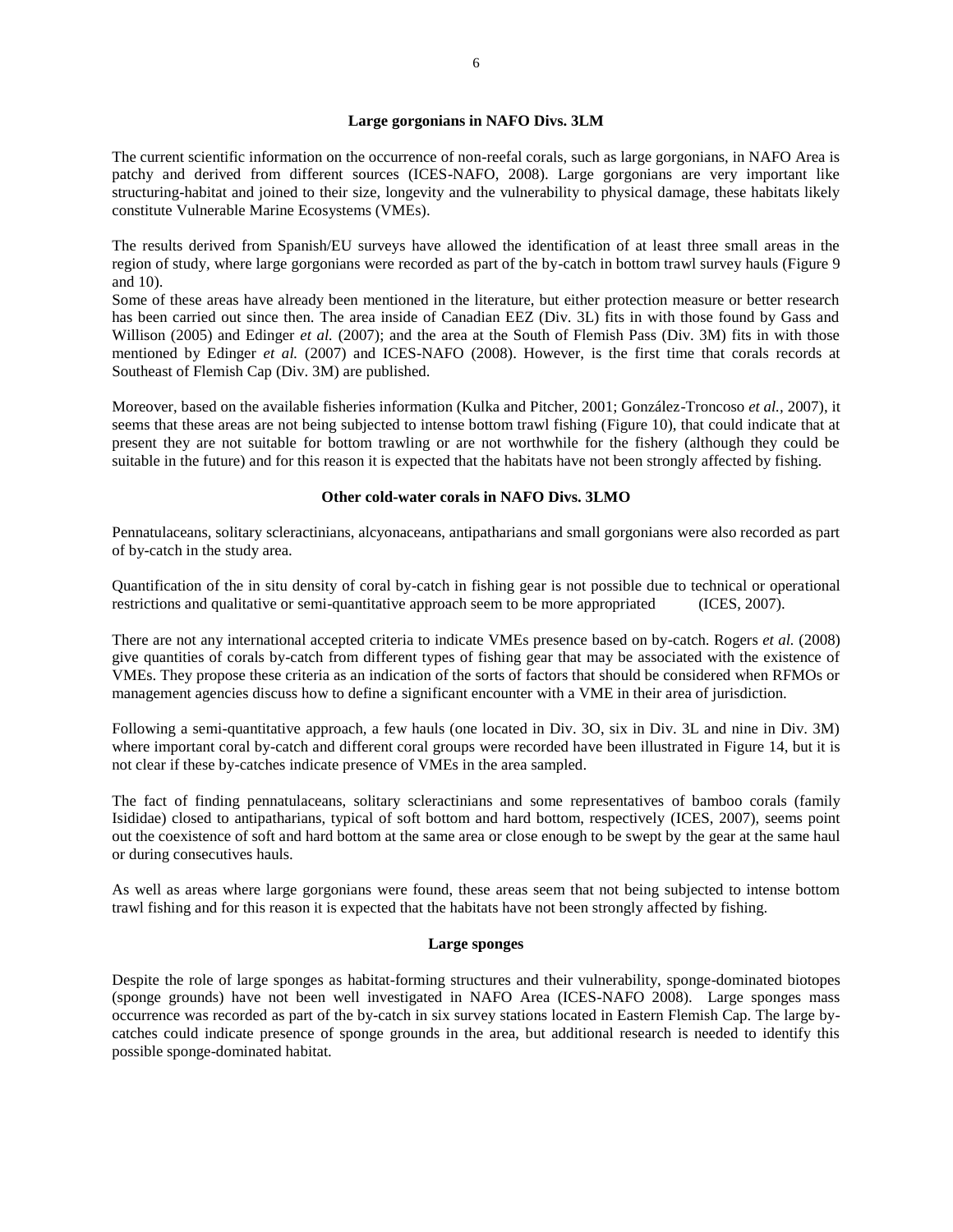### Large gorgonians in NAFO Divs. 3LM

The current scientific information on the occurrence of non-reefal corals, such as large gorgonians, in NAFO Area is patchy and derived from different sources (ICES-NAFO, 2008). Large gorgonians are very important like structuring-habitat and joined to their size, longevity and the vulnerability to physical damage, these habitats likely constitute Vulnerable Marine Ecosystems (VMEs).

The results derived from Spanish/EU surveys have allowed the identification of at least three small areas in the region of study, where large gorgonians were recorded as part of the by-catch in bottom trawl survey hauls (Figure 9 and 10).

Some of these areas have already been mentioned in the literature, but either protection measure or better research has been carried out since then. The area inside of Canadian EEZ (Div. 3L) fits in with those found by Gass and Willison (2005) and Edinger *et al.* (2007); and the area at the South of Flemish Pass (Div. 3M) fits in with those mentioned by Edinger *et al.* (2007) and ICES-NAFO (2008). However, is the first time that corals records at Southeast of Flemish Cap (Div. 3M) are published.

Moreover, based on the available fisheries information (Kulka and Pitcher, 2001; González-Troncoso *et al.*, 2007), it seems that these areas are not being subjected to intense bottom trawl fishing (Figure 10), that could indicate that at present they are not suitable for bottom trawling or are not worthwhile for the fishery (although they could be suitable in the future) and for this reason it is expected that the habitats have not been strongly affected by fishing.

### Other cold-water corals in NAFO Divs. 3LMO

Pennatulaceans, solitary scleractinians, alcyonaceans, antipatharians and small gorgonians were also recorded as part of by-catch in the study area.

Quantification of the in situ density of coral by-catch in fishing gear is not possible due to technical or operational restrictions and qualitative or semi-quantitative approach seem to be more appropriated (ICES, 2007).

There are not any international accepted criteria to indicate VMEs presence based on by-catch. Rogers *et al.* (2008) give quantities of corals by-catch from different types of fishing gear that may be associated with the existence of VMEs. They propose these criteria as an indication of the sorts of factors that should be considered when RFMOs or management agencies discuss how to define a significant encounter with a VME in their area of jurisdiction.

Following a semi-quantitative approach, a few hauls (one located in Div. 3O, six in Div. 3L and nine in Div. 3M) where important coral by-catch and different coral groups were recorded have been illustrated in Figure 14, but it is not clear if these by-catches indicate presence of VMEs in the area sampled.

The fact of finding pennatulaceans, solitary scleractinians and some representatives of bamboo corals (family Isididae) closed to antipatharians, typical of soft bottom and hard bottom, respectively (ICES, 2007), seems point out the coexistence of soft and hard bottom at the same area or close enough to be swept by the gear at the same haul or during consecutives hauls.

As well as areas where large gorgonians were found, these areas seem that not being subjected to intense bottom trawl fishing and for this reason it is expected that the habitats have not been strongly affected by fishing.

### Large sponges

Despite the role of large sponges as habitat-forming structures and their vulnerability, sponge-dominated biotopes (sponge grounds) have not been well investigated in NAFO Area (ICES-NAFO 2008). Large sponges mass occurrence was recorded as part of the by-catch in six survey stations located in Eastern Flemish Cap. The large by-catches could indicate presence of sponge grounds in the area, but additional research is needed to identify this possible sponge-dominated habitat.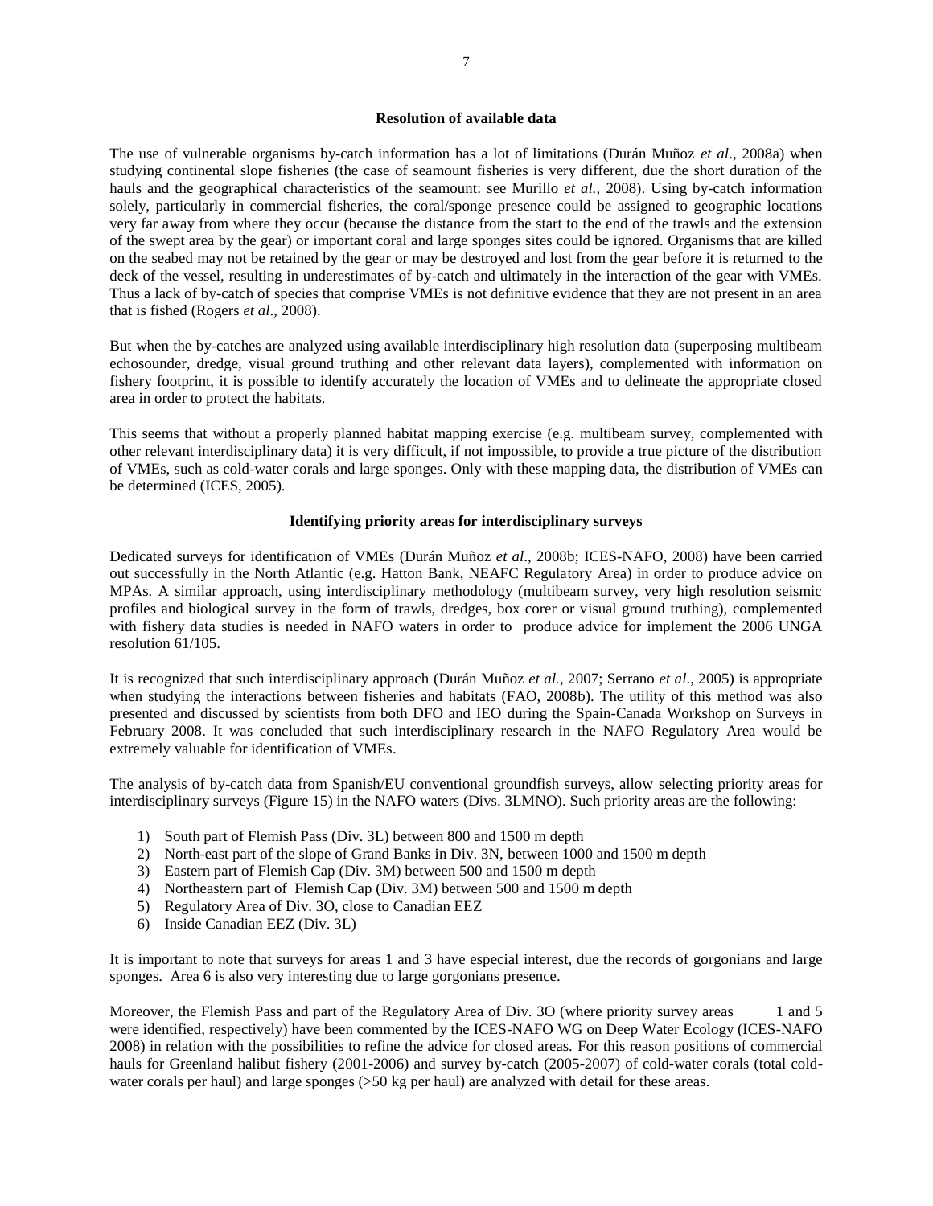**Resolution of available data**

The use of vulnerable organisms by-catch information has a lot of limitations (Durán Muñoz *et al*., 2008a) when studying continental slope fisheries (the case of seamount fisheries is very different, due the short duration of the hauls and the geographical characteristics of the seamount: see Murillo *et al.,* 2008). Using by-catch information solely, particularly in commercial fisheries, the coral/sponge presence could be assigned to geographic locations very far away from where they occur (because the distance from the start to the end of the trawls and the extension of the swept area by the gear) or important coral and large sponges sites could be ignored. Organisms that are killed on the seabed may not be retained by the gear or may be destroyed and lost from the gear before it is returned to the deck of the vessel, resulting in underestimates of by-catch and ultimately in the interaction of the gear with VMEs. Thus a lack of by-catch of species that comprise VMEs is not definitive evidence that they are not present in an area that is fished (Rogers *et al*., 2008).

But when the by-catches are analyzed using available interdisciplinary high resolution data (superposing multibeam echosounder, dredge, visual ground truthing and other relevant data layers), complemented with information on fishery footprint, it is possible to identify accurately the location of VMEs and to delineate the appropriate closed area in order to protect the habitats.

This seems that without a properly planned habitat mapping exercise (e.g. multibeam survey, complemented with other relevant interdisciplinary data) it is very difficult, if not impossible, to provide a true picture of the distribution of VMEs, such as cold-water corals and large sponges. Only with these mapping data, the distribution of VMEs can be determined (ICES, 2005).

**Identifying priority areas for interdisciplinary surveys**

Dedicated surveys for identification of VMEs (Durán Muñoz *et al*., 2008b; ICES-NAFO, 2008) have been carried out successfully in the North Atlantic (e.g. Hatton Bank, NEAFC Regulatory Area) in order to produce advice on MPAs. A similar approach, using interdisciplinary methodology (multibeam survey, very high resolution seismic profiles and biological survey in the form of trawls, dredges, box corer or visual ground truthing), complemented with fishery data studies is needed in NAFO waters in order to produce advice for implement the 2006 UNGA resolution 61/105.

It is recognized that such interdisciplinary approach (Durán Muñoz *et al.,* 2007; Serrano *et al*., 2005) is appropriate when studying the interactions between fisheries and habitats (FAO, 2008b). The utility of this method was also presented and discussed by scientists from both DFO and IEO during the Spain-Canada Workshop on Surveys in February 2008. It was concluded that such interdisciplinary research in the NAFO Regulatory Area would be extremely valuable for identification of VMEs.

The analysis of by-catch data from Spanish/EU conventional groundfish surveys, allow selecting priority areas for interdisciplinary surveys (Figure 15) in the NAFO waters (Divs. 3LMNO). Such priority areas are the following:

1) South part of Flemish Pass (Div. 3L) between 800 and 1500 m depth
2) North-east part of the slope of Grand Banks in Div. 3N, between 1000 and 1500 m depth
3) Eastern part of Flemish Cap (Div. 3M) between 500 and 1500 m depth
4) Northeastern part of Flemish Cap (Div. 3M) between 500 and 1500 m depth
5) Regulatory Area of Div. 3O, close to Canadian EEZ
6) Inside Canadian EEZ (Div. 3L)

It is important to note that surveys for areas 1 and 3 have especial interest, due the records of gorgonians and large sponges. Area 6 is also very interesting due to large gorgonians presence.

Moreover, the Flemish Pass and part of the Regulatory Area of Div. 3O (where priority survey areas 1 and 5 were identified, respectively) have been commented by the ICES-NAFO WG on Deep Water Ecology (ICES-NAFO 2008) in relation with the possibilities to refine the advice for closed areas. For this reason positions of commercial hauls for Greenland halibut fishery (2001-2006) and survey by-catch (2005-2007) of cold-water corals (total cold-water corals per haul) and large sponges (>50 kg per haul) are analyzed with detail for these areas.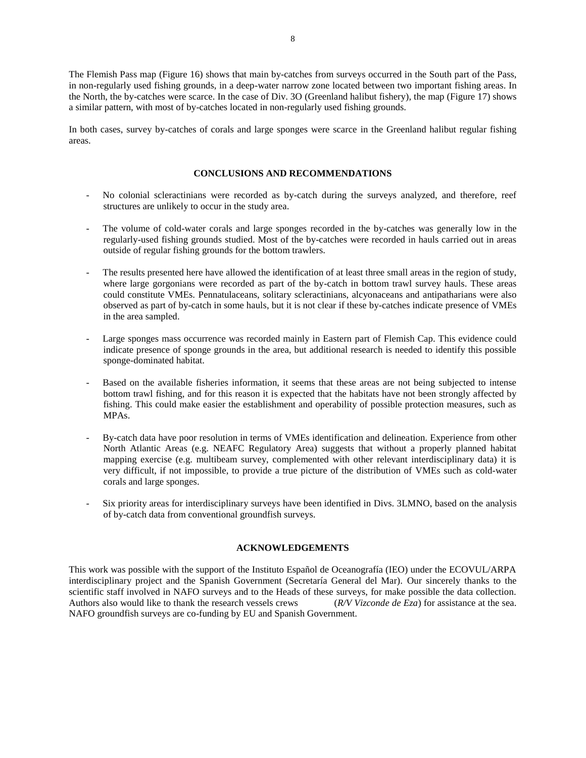The Flemish Pass map (Figure 16) shows that main by-catches from surveys occurred in the South part of the Pass, in non-regularly used fishing grounds, in a deep-water narrow zone located between two important fishing areas. In the North, the by-catches were scarce. In the case of Div. 3O (Greenland halibut fishery), the map (Figure 17) shows a similar pattern, with most of by-catches located in non-regularly used fishing grounds.

In both cases, survey by-catches of corals and large sponges were scarce in the Greenland halibut regular fishing areas.

## CONCLUSIONS AND RECOMMENDATIONS

- No colonial scleractinians were recorded as by-catch during the surveys analyzed, and therefore, reef structures are unlikely to occur in the study area.

- The volume of cold-water corals and large sponges recorded in the by-catches was generally low in the regularly-used fishing grounds studied. Most of the by-catches were recorded in hauls carried out in areas outside of regular fishing grounds for the bottom trawlers.

- The results presented here have allowed the identification of at least three small areas in the region of study, where large gorgonians were recorded as part of the by-catch in bottom trawl survey hauls. These areas could constitute VMEs. Pennatulaceans, solitary scleractinians, alcyonaceans and antipatharians were also observed as part of by-catch in some hauls, but it is not clear if these by-catches indicate presence of VMEs in the area sampled.

- Large sponges mass occurrence was recorded mainly in Eastern part of Flemish Cap. This evidence could indicate presence of sponge grounds in the area, but additional research is needed to identify this possible sponge-dominated habitat.

- Based on the available fisheries information, it seems that these areas are not being subjected to intense bottom trawl fishing, and for this reason it is expected that the habitats have not been strongly affected by fishing. This could make easier the establishment and operability of possible protection measures, such as MPAs.

- By-catch data have poor resolution in terms of VMEs identification and delineation. Experience from other North Atlantic Areas (e.g. NEAFC Regulatory Area) suggests that without a properly planned habitat mapping exercise (e.g. multibeam survey, complemented with other relevant interdisciplinary data) it is very difficult, if not impossible, to provide a true picture of the distribution of VMEs such as cold-water corals and large sponges.

- Six priority areas for interdisciplinary surveys have been identified in Divs. 3LMNO, based on the analysis of by-catch data from conventional groundfish surveys.

## ACKNOWLEDGEMENTS

This work was possible with the support of the Instituto Español de Oceanografía (IEO) under the ECOVUL/ARPA interdisciplinary project and the Spanish Government (Secretaría General del Mar). Our sincerely thanks to the scientific staff involved in NAFO surveys and to the Heads of these surveys, for make possible the data collection. Authors also would like to thank the research vessels crews (*R/V Vizconde de Eza*) for assistance at the sea. NAFO groundfish surveys are co-funding by EU and Spanish Government.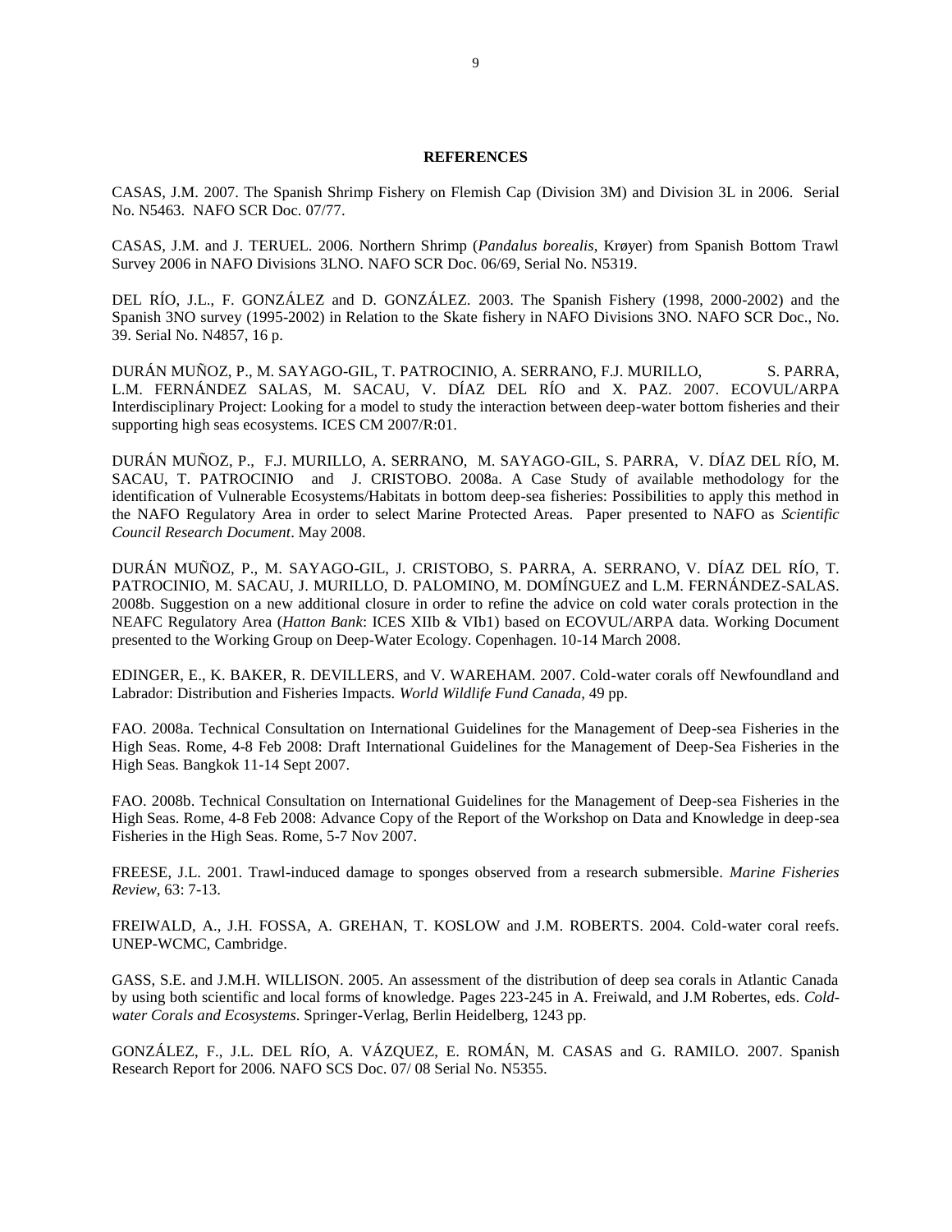**REFERENCES**

CASAS, J.M. 2007. The Spanish Shrimp Fishery on Flemish Cap (Division 3M) and Division 3L in 2006. Serial No. N5463. NAFO SCR Doc. 07/77.

CASAS, J.M. and J. TERUEL. 2006. Northern Shrimp (*Pandalus borealis*, Krøyer) from Spanish Bottom Trawl Survey 2006 in NAFO Divisions 3LNO. NAFO SCR Doc. 06/69, Serial No. N5319.

DEL RÍO, J.L., F. GONZÁLEZ and D. GONZÁLEZ. 2003. The Spanish Fishery (1998, 2000-2002) and the Spanish 3NO survey (1995-2002) in Relation to the Skate fishery in NAFO Divisions 3NO. NAFO SCR Doc., No. 39. Serial No. N4857, 16 p.

DURÁN MUÑOZ, P., M. SAYAGO-GIL, T. PATROCINIO, A. SERRANO, F.J. MURILLO, S. PARRA, L.M. FERNÁNDEZ SALAS, M. SACAU, V. DÍAZ DEL RÍO and X. PAZ. 2007. ECOVUL/ARPA Interdisciplinary Project: Looking for a model to study the interaction between deep-water bottom fisheries and their supporting high seas ecosystems. ICES CM 2007/R:01.

DURÁN MUÑOZ, P., F.J. MURILLO, A. SERRANO, M. SAYAGO-GIL, S. PARRA, V. DÍAZ DEL RÍO, M. SACAU, T. PATROCINIO and J. CRISTOBO. 2008a. A Case Study of available methodology for the identification of Vulnerable Ecosystems/Habitats in bottom deep-sea fisheries: Possibilities to apply this method in the NAFO Regulatory Area in order to select Marine Protected Areas. Paper presented to NAFO as *Scientific Council Research Document*. May 2008.

DURÁN MUÑOZ, P., M. SAYAGO-GIL, J. CRISTOBO, S. PARRA, A. SERRANO, V. DÍAZ DEL RÍO, T. PATROCINIO, M. SACAU, J. MURILLO, D. PALOMINO, M. DOMÍNGUEZ and L.M. FERNÁNDEZ-SALAS. 2008b. Suggestion on a new additional closure in order to refine the advice on cold water corals protection in the NEAFC Regulatory Area (*Hatton Bank*: ICES XIIb & VIb1) based on ECOVUL/ARPA data. Working Document presented to the Working Group on Deep-Water Ecology. Copenhagen. 10-14 March 2008.

EDINGER, E., K. BAKER, R. DEVILLERS, and V. WAREHAM. 2007. Cold-water corals off Newfoundland and Labrador: Distribution and Fisheries Impacts. *World Wildlife Fund Canada*, 49 pp.

FAO. 2008a. Technical Consultation on International Guidelines for the Management of Deep-sea Fisheries in the High Seas. Rome, 4-8 Feb 2008: Draft International Guidelines for the Management of Deep-Sea Fisheries in the High Seas. Bangkok 11-14 Sept 2007.

FAO. 2008b. Technical Consultation on International Guidelines for the Management of Deep-sea Fisheries in the High Seas. Rome, 4-8 Feb 2008: Advance Copy of the Report of the Workshop on Data and Knowledge in deep-sea Fisheries in the High Seas. Rome, 5-7 Nov 2007.

FREESE, J.L. 2001. Trawl-induced damage to sponges observed from a research submersible. *Marine Fisheries Review*, 63: 7-13.

FREIWALD, A., J.H. FOSSA, A. GREHAN, T. KOSLOW and J.M. ROBERTS. 2004. Cold-water coral reefs. UNEP-WCMC, Cambridge.

GASS, S.E. and J.M.H. WILLISON. 2005. An assessment of the distribution of deep sea corals in Atlantic Canada by using both scientific and local forms of knowledge. Pages 223-245 in A. Freiwald, and J.M Robertes, eds. *Cold-water Corals and Ecosystems*. Springer-Verlag, Berlin Heidelberg, 1243 pp.

GONZÁLEZ, F., J.L. DEL RÍO, A. VÁZQUEZ, E. ROMÁN, M. CASAS and G. RAMILO. 2007. Spanish Research Report for 2006. NAFO SCS Doc. 07/ 08 Serial No. N5355.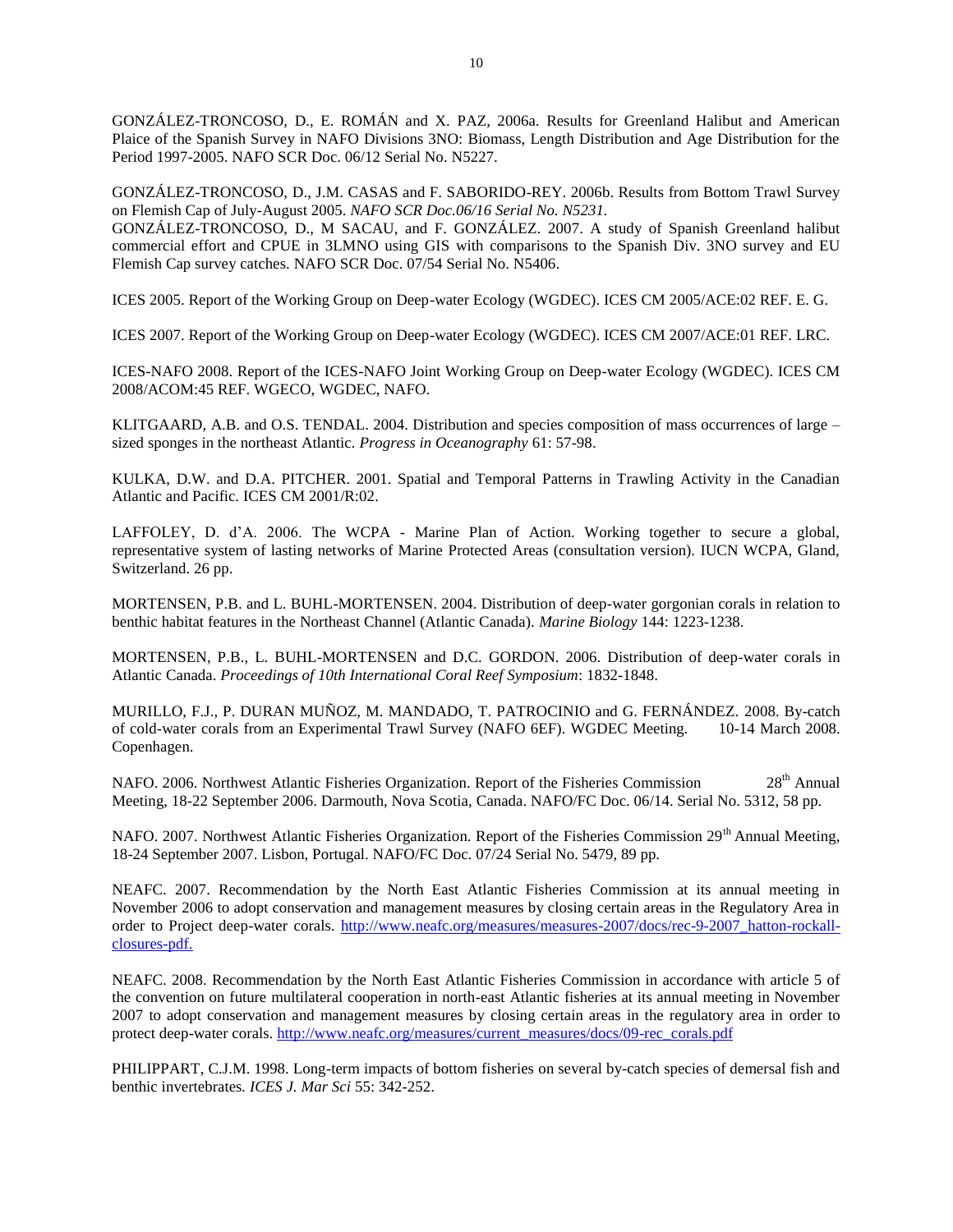GONZÁLEZ-TRONCOSO, D., E. ROMÁN and X. PAZ, 2006a. Results for Greenland Halibut and American Plaice of the Spanish Survey in NAFO Divisions 3NO: Biomass, Length Distribution and Age Distribution for the Period 1997-2005. NAFO SCR Doc. 06/12 Serial No. N5227.

GONZÁLEZ-TRONCOSO, D., J.M. CASAS and F. SABORIDO-REY. 2006b. Results from Bottom Trawl Survey on Flemish Cap of July-August 2005. *NAFO SCR Doc.06/16 Serial No. N5231.*
GONZÁLEZ-TRONCOSO, D., M SACAU, and F. GONZÁLEZ. 2007. A study of Spanish Greenland halibut commercial effort and CPUE in 3LMNO using GIS with comparisons to the Spanish Div. 3NO survey and EU Flemish Cap survey catches. NAFO SCR Doc. 07/54 Serial No. N5406.

ICES 2005. Report of the Working Group on Deep-water Ecology (WGDEC). ICES CM 2005/ACE:02 REF. E. G.

ICES 2007. Report of the Working Group on Deep-water Ecology (WGDEC). ICES CM 2007/ACE:01 REF. LRC.

ICES-NAFO 2008. Report of the ICES-NAFO Joint Working Group on Deep-water Ecology (WGDEC). ICES CM 2008/ACOM:45 REF. WGECO, WGDEC, NAFO.

KLITGAARD, A.B. and O.S. TENDAL. 2004. Distribution and species composition of mass occurrences of large – sized sponges in the northeast Atlantic. *Progress in Oceanography* 61: 57-98.

KULKA, D.W. and D.A. PITCHER. 2001. Spatial and Temporal Patterns in Trawling Activity in the Canadian Atlantic and Pacific. ICES CM 2001/R:02.

LAFFOLEY, D. d'A. 2006. The WCPA - Marine Plan of Action. Working together to secure a global, representative system of lasting networks of Marine Protected Areas (consultation version). IUCN WCPA, Gland, Switzerland. 26 pp.

MORTENSEN, P.B. and L. BUHL-MORTENSEN. 2004. Distribution of deep-water gorgonian corals in relation to benthic habitat features in the Northeast Channel (Atlantic Canada). *Marine Biology* 144: 1223-1238.

MORTENSEN, P.B., L. BUHL-MORTENSEN and D.C. GORDON. 2006. Distribution of deep-water corals in Atlantic Canada. *Proceedings of 10th International Coral Reef Symposium*: 1832-1848.

MURILLO, F.J., P. DURAN MUÑOZ, M. MANDADO, T. PATROCINIO and G. FERNÁNDEZ. 2008. By-catch of cold-water corals from an Experimental Trawl Survey (NAFO 6EF). WGDEC Meeting. 10-14 March 2008. Copenhagen.

NAFO. 2006. Northwest Atlantic Fisheries Organization. Report of the Fisheries Commission 28th Annual Meeting, 18-22 September 2006. Darmouth, Nova Scotia, Canada. NAFO/FC Doc. 06/14. Serial No. 5312, 58 pp.

NAFO. 2007. Northwest Atlantic Fisheries Organization. Report of the Fisheries Commission 29th Annual Meeting, 18-24 September 2007. Lisbon, Portugal. NAFO/FC Doc. 07/24 Serial No. 5479, 89 pp.

NEAFC. 2007. Recommendation by the North East Atlantic Fisheries Commission at its annual meeting in November 2006 to adopt conservation and management measures by closing certain areas in the Regulatory Area in order to Project deep-water corals. http://www.neafc.org/measures/measures-2007/docs/rec-9-2007_hatton-rockall-closures-pdf.

NEAFC. 2008. Recommendation by the North East Atlantic Fisheries Commission in accordance with article 5 of the convention on future multilateral cooperation in north-east Atlantic fisheries at its annual meeting in November 2007 to adopt conservation and management measures by closing certain areas in the regulatory area in order to protect deep-water corals. http://www.neafc.org/measures/current_measures/docs/09-rec_corals.pdf

PHILIPPART, C.J.M. 1998. Long-term impacts of bottom fisheries on several by-catch species of demersal fish and benthic invertebrates. *ICES J. Mar Sci* 55: 342-252.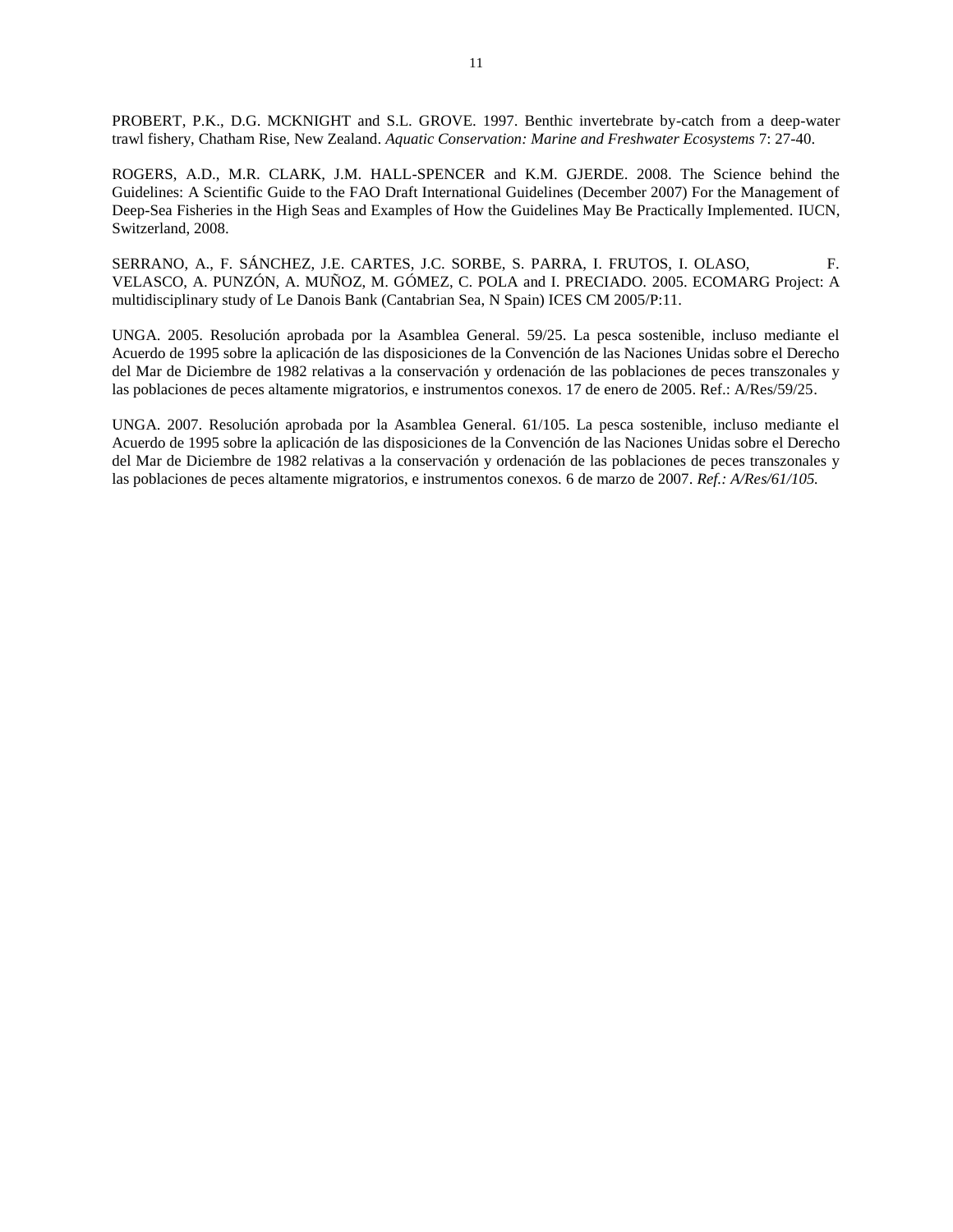PROBERT, P.K., D.G. MCKNIGHT and S.L. GROVE. 1997. Benthic invertebrate by-catch from a deep-water trawl fishery, Chatham Rise, New Zealand. *Aquatic Conservation: Marine and Freshwater Ecosystems* 7: 27-40.

ROGERS, A.D., M.R. CLARK, J.M. HALL-SPENCER and K.M. GJERDE. 2008. The Science behind the Guidelines: A Scientific Guide to the FAO Draft International Guidelines (December 2007) For the Management of Deep-Sea Fisheries in the High Seas and Examples of How the Guidelines May Be Practically Implemented. IUCN, Switzerland, 2008.

SERRANO, A., F. SÁNCHEZ, J.E. CARTES, J.C. SORBE, S. PARRA, I. FRUTOS, I. OLASO, F. VELASCO, A. PUNZÓN, A. MUÑOZ, M. GÓMEZ, C. POLA and I. PRECIADO. 2005. ECOMARG Project: A multidisciplinary study of Le Danois Bank (Cantabrian Sea, N Spain) ICES CM 2005/P:11.

UNGA. 2005. Resolución aprobada por la Asamblea General. 59/25. La pesca sostenible, incluso mediante el Acuerdo de 1995 sobre la aplicación de las disposiciones de la Convención de las Naciones Unidas sobre el Derecho del Mar de Diciembre de 1982 relativas a la conservación y ordenación de las poblaciones de peces transzonales y las poblaciones de peces altamente migratorios, e instrumentos conexos. 17 de enero de 2005. Ref.: A/Res/59/25.

UNGA. 2007. Resolución aprobada por la Asamblea General. 61/105. La pesca sostenible, incluso mediante el Acuerdo de 1995 sobre la aplicación de las disposiciones de la Convención de las Naciones Unidas sobre el Derecho del Mar de Diciembre de 1982 relativas a la conservación y ordenación de las poblaciones de peces transzonales y las poblaciones de peces altamente migratorios, e instrumentos conexos. 6 de marzo de 2007. *Ref.: A/Res/61/105.*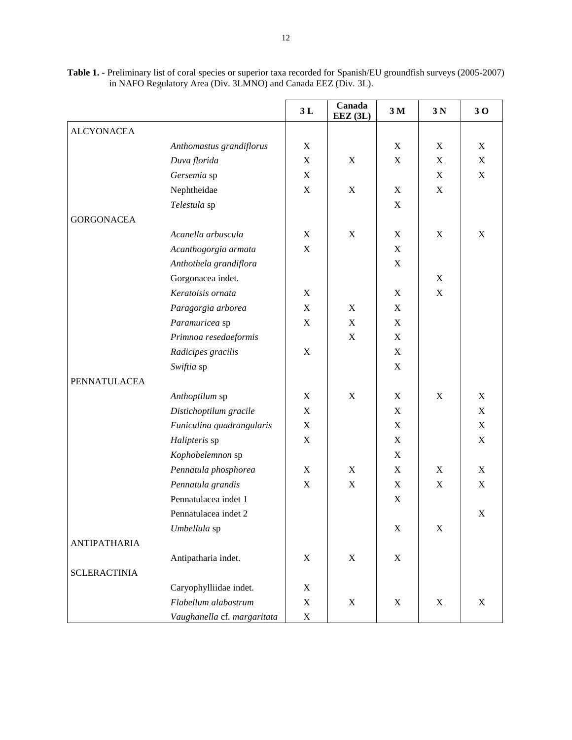**Table 1. -** Preliminary list of coral species or superior taxa recorded for Spanish/EU groundfish surveys (2005-2007) in NAFO Regulatory Area (Div. 3LMNO) and Canada EEZ (Div. 3L).

| | | 3 L | Canada EEZ (3L) | 3 M | 3 N | 3 O |
|---|---|---|---|---|---|---|
| ALCYONACEA | | | | | | |
| | *Anthomastus grandiflorus* | X | | X | X | X |
| | *Duva florida* | X | X | X | X | X |
| | *Gersemia* sp | X | | | X | X |
| | Nephtheidae | X | X | X | X | |
| | *Telestula* sp | | | X | | |
| GORGONACEA | | | | | | |
| | *Acanella arbuscula* | X | X | X | X | X |
| | *Acanthogorgia armata* | X | | X | | |
| | *Anthothela grandiflora* | | | X | | |
| | Gorgonacea indet. | | | | X | |
| | *Keratoisis ornata* | X | | X | X | |
| | *Paragorgia arborea* | X | X | X | | |
| | *Paramuricea* sp | X | X | X | | |
| | *Primnoa resedaeformis* | | X | X | | |
| | *Radicipes gracilis* | X | | X | | |
| | *Swiftia* sp | | | X | | |
| PENNATULACEA | | | | | | |
| | *Anthoptilum* sp | X | X | X | X | X |
| | *Distichoptilum gracile* | X | | X | | X |
| | *Funiculina quadrangularis* | X | | X | | X |
| | *Halipteris* sp | X | | X | | X |
| | *Kophobelemnon* sp | | | X | | |
| | *Pennatula phosphorea* | X | X | X | X | X |
| | *Pennatula grandis* | X | X | X | X | X |
| | Pennatulacea indet 1 | | | X | | |
| | Pennatulacea indet 2 | | | | | X |
| | *Umbellula* sp | | | X | X | |
| ANTIPATHARIA | | | | | | |
| | Antipatharia indet. | X | X | X | | |
| SCLERACTINIA | | | | | | |
| | Caryophylliidae indet. | X | | | | |
| | *Flabellum alabastrum* | X | X | X | X | X |
| | *Vaughanella* cf. *margaritata* | X | | | | |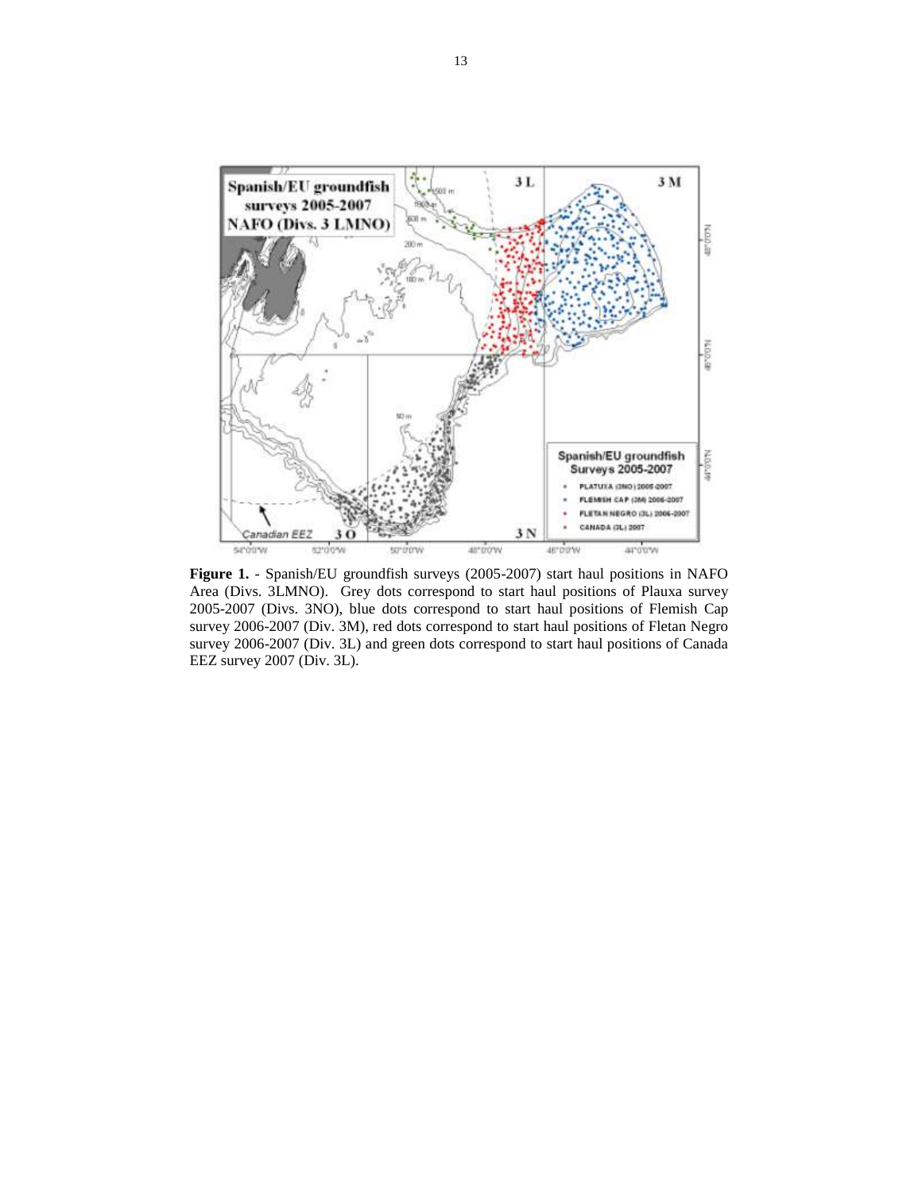Spanish/EU groundfish surveys 2005-2007 NAFO (Divs. 3 LMNO)

3 L

3 M

3 O

3 N

Canadian EEZ

Spanish/EU groundfish Surveys 2005-2007

PLATUXA (3NO) 2005-2007

FLEMISH CAP (3M) 2006-2007

FLETAN NEGRO (3L) 2006-2007

CANADA (3L) 2007

54°0'0"W 52°0'0"W 50°0'0"W 48°0'0"W 46°0'0"W 44°0'0"W

48°0'0"N 46°0'0"N 44°0'0"N

**Figure 1.** - Spanish/EU groundfish surveys (2005-2007) start haul positions in NAFO Area (Divs. 3LMNO). Grey dots correspond to start haul positions of Plauxa survey 2005-2007 (Divs. 3NO), blue dots correspond to start haul positions of Flemish Cap survey 2006-2007 (Div. 3M), red dots correspond to start haul positions of Fletan Negro survey 2006-2007 (Div. 3L) and green dots correspond to start haul positions of Canada EEZ survey 2007 (Div. 3L).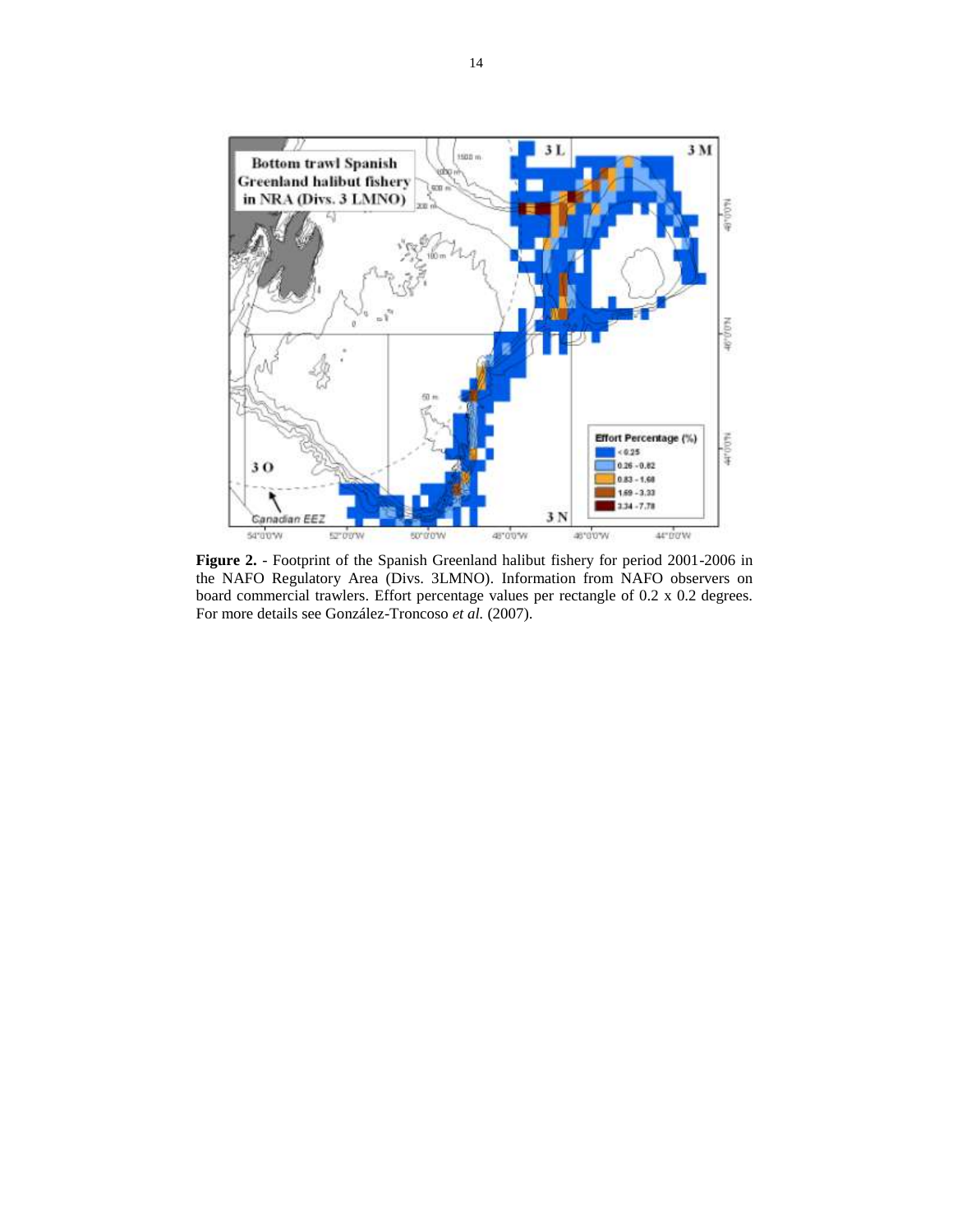Bottom trawl Spanish Greenland halibut fishery in NRA (Divs. 3 LMNO)

3 L

3 M

3 O

3 N

Canadian EEZ

1500 m

1000 m

500 m

200 m

100 m

50 m

Effort Percentage (%)

< 0.25

0.26 - 0.82

0.83 - 1.68

1.69 - 3.33

3.34 - 7.78

54°0'0"W

52°0'0"W

50°0'0"W

48°0'0"W

46°0'0"W

44°0'0"W

48°0'0"N

46°0'0"N

44°0'0"N

**Figure 2.** - Footprint of the Spanish Greenland halibut fishery for period 2001-2006 in the NAFO Regulatory Area (Divs. 3LMNO). Information from NAFO observers on board commercial trawlers. Effort percentage values per rectangle of 0.2 x 0.2 degrees. For more details see González-Troncoso *et al.* (2007).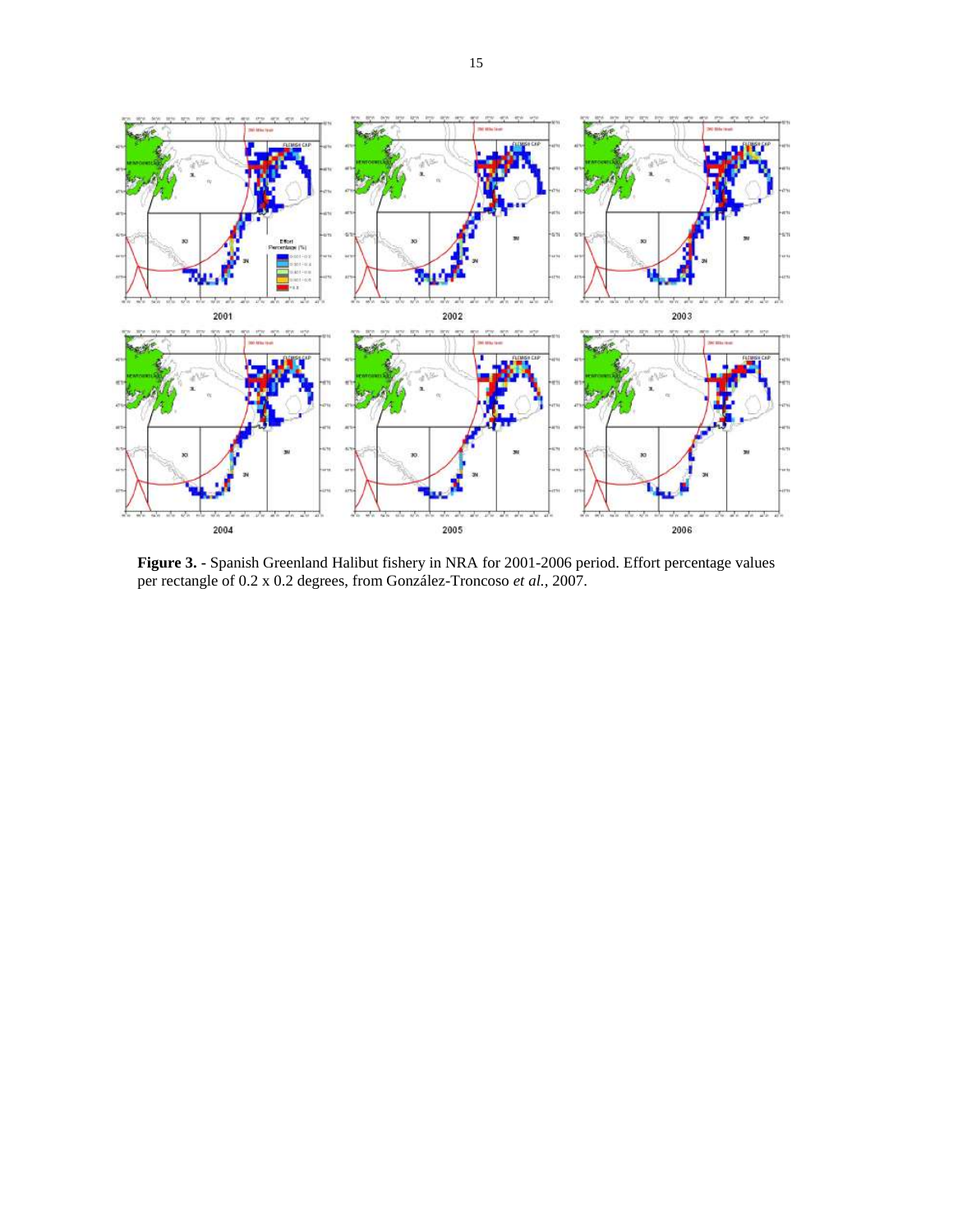2001

2002

2003

2004

2005

2006

**Figure 3. -** Spanish Greenland Halibut fishery in NRA for 2001-2006 period. Effort percentage values per rectangle of 0.2 x 0.2 degrees, from González-Troncoso *et al.*, 2007.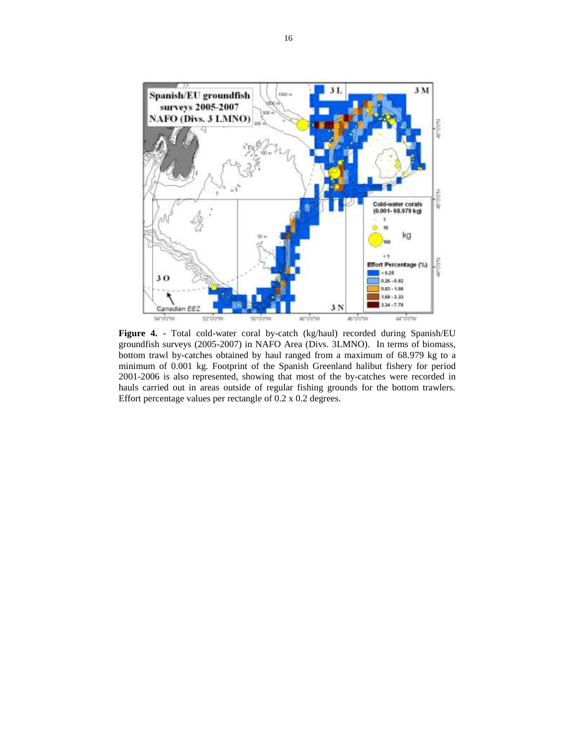Spanish/EU groundfish surveys 2005-2007 NAFO (Divs. 3 LMNO)

3 L

3 M

3 O

3 N

Canadian EEZ

1000 m

500 m

200 m

100 m

50 m

Cold-water corals (0.001- 68.979 kg)

1

10

100

kg

< 1

Effort Percentage (%)

< 0.25

0.26 - 0.82

0.83 - 1.68

1.69 - 3.33

3.34 - 7.78

54°0'0"W

52°0'0"W

50°0'0"W

48°0'0"W

46°0'0"W

44°0'0"W

48°0'0"N

46°0'0"N

44°0'0"N

**Figure 4.** - Total cold-water coral by-catch (kg/haul) recorded during Spanish/EU groundfish surveys (2005-2007) in NAFO Area (Divs. 3LMNO). In terms of biomass, bottom trawl by-catches obtained by haul ranged from a maximum of 68.979 kg to a minimum of 0.001 kg. Footprint of the Spanish Greenland halibut fishery for period 2001-2006 is also represented, showing that most of the by-catches were recorded in hauls carried out in areas outside of regular fishing grounds for the bottom trawlers. Effort percentage values per rectangle of 0.2 x 0.2 degrees.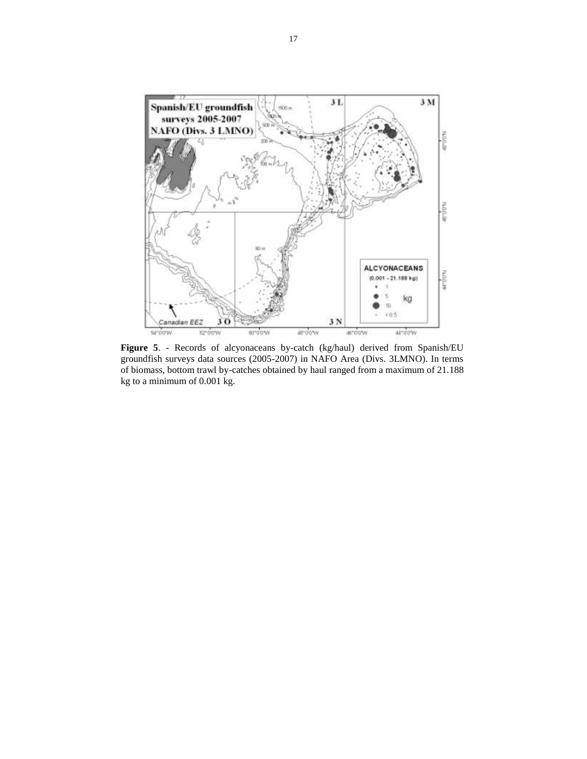Spanish/EU groundfish surveys 2005-2007
NAFO (Divs. 3 LMNO)

3 L
3 M
3 O
3 N

1500 m
1000 m
500 m
200 m
100 m
50 m

Canadian EEZ

ALCYONACEANS
(0.001 - 21.188 kg)
1
5
10
< 0.5
kg

54°0'0"W
52°0'0"W
50°0'0"W
48°0'0"W
46°0'0"W
44°0'0"W

48°0'0"N
46°0'0"N
44°0'0"N

**Figure 5**. - Records of alcyonaceans by-catch (kg/haul) derived from Spanish/EU groundfish surveys data sources (2005-2007) in NAFO Area (Divs. 3LMNO). In terms of biomass, bottom trawl by-catches obtained by haul ranged from a maximum of 21.188 kg to a minimum of 0.001 kg.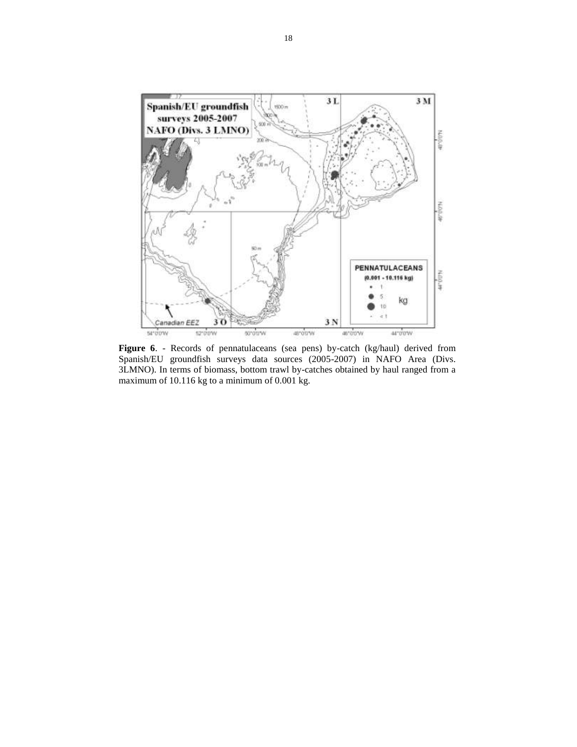Spanish/EU groundfish surveys 2005-2007 NAFO (Divs. 3 LMNO)

3 L

3 M

1500 m

1000 m

500 m

200 m

100 m

50 m

PENNATULACEANS

(0.001 - 10.116 kg)

1

5

10

kg

< 1

Canadian EEZ

3 O

3 N

54°0'0"W

52°0'0"W

50°0'0"W

48°0'0"W

46°0'0"W

44°0'0"W

48°0'0"N

46°0'0"N

44°0'0"N

**Figure 6**. - Records of pennatulaceans (sea pens) by-catch (kg/haul) derived from Spanish/EU groundfish surveys data sources (2005-2007) in NAFO Area (Divs. 3LMNO). In terms of biomass, bottom trawl by-catches obtained by haul ranged from a maximum of 10.116 kg to a minimum of 0.001 kg.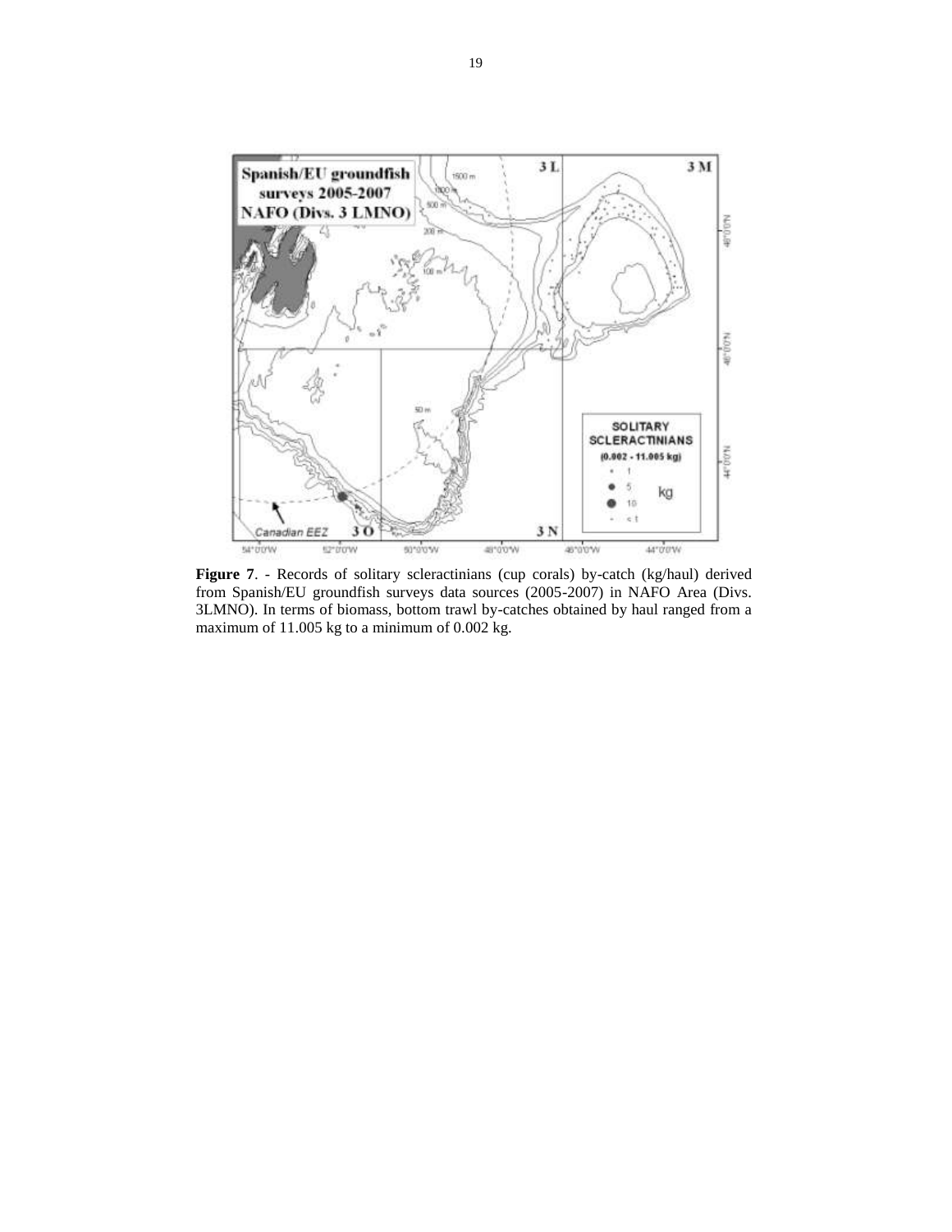Spanish/EU groundfish surveys 2005-2007 NAFO (Divs. 3 LMNO)

1500 m
1000 m
500 m
200 m
100 m
50 m

3 L
3 M
3 N
3 O

Canadian EEZ

SOLITARY SCLERACTINIANS
(0.002 - 11.005 kg)
1
5
10
< 1
kg

54°0'0"W
52°0'0"W
50°0'0"W
48°0'0"W
46°0'0"W
44°0'0"W

48°0'0"N
46°0'0"N
44°0'0"N

**Figure 7**. - Records of solitary scleractinians (cup corals) by-catch (kg/haul) derived from Spanish/EU groundfish surveys data sources (2005-2007) in NAFO Area (Divs. 3LMNO). In terms of biomass, bottom trawl by-catches obtained by haul ranged from a maximum of 11.005 kg to a minimum of 0.002 kg.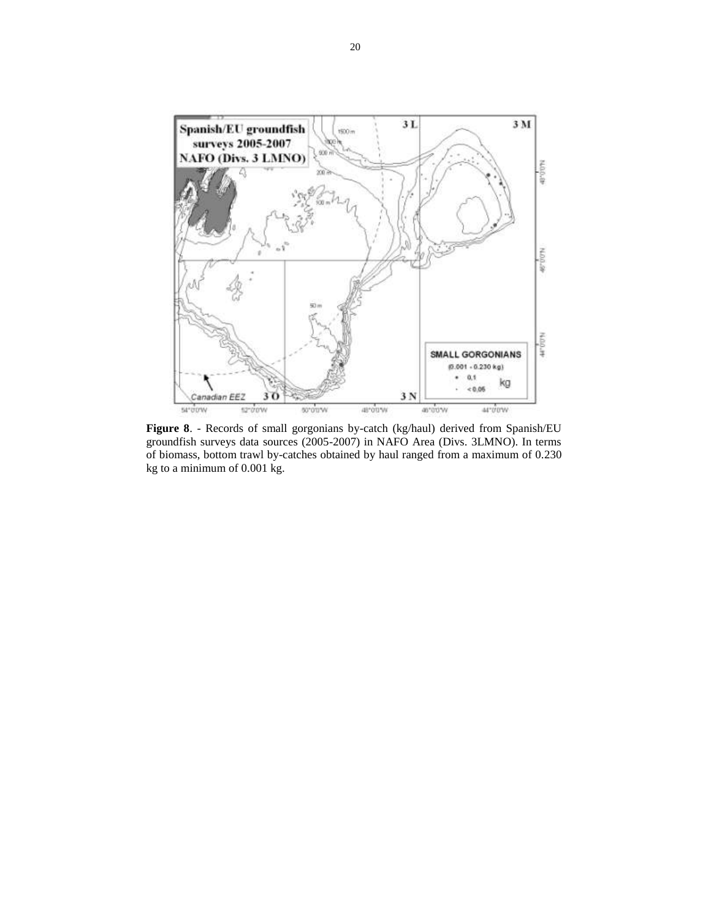Spanish/EU groundfish surveys 2005-2007 NAFO (Divs. 3 LMNO)

3 L

3 M

3 O

3 N

1500 m

1000 m

500 m

200 m

100 m

50 m

Canadian EEZ

SMALL GORGONIANS

(0.001 - 0.230 kg)

0,1

< 0,05

kg

54°0'0"W

52°0'0"W

50°0'0"W

48°0'0"W

46°0'0"W

44°0'0"W

48°0'0"N

46°0'0"N

44°0'0"N

**Figure 8**. - Records of small gorgonians by-catch (kg/haul) derived from Spanish/EU groundfish surveys data sources (2005-2007) in NAFO Area (Divs. 3LMNO). In terms of biomass, bottom trawl by-catches obtained by haul ranged from a maximum of 0.230 kg to a minimum of 0.001 kg.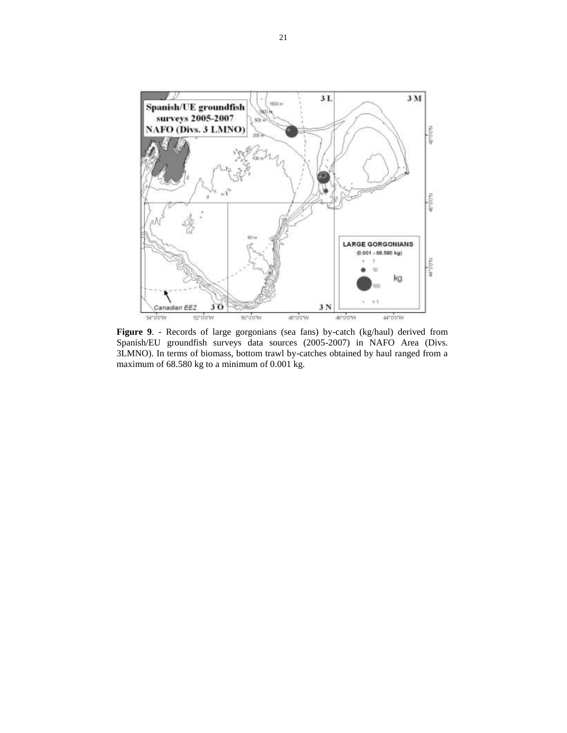Spanish/UE groundfish surveys 2005-2007 NAFO (Divs. 3 LMNO)

3 L

3 M

3 O

3 N

1500 m

1000 m

500 m

200 m

100 m

50 m

Canadian EEZ

LARGE GORGONIANS

(0.001 - 68.580 kg)

1

10

100

kg

< 1

54°0'0"W 52°0'0"W 50°0'0"W 48°0'0"W 46°0'0"W 44°0'0"W

48°0'0"N

46°0'0"N

44°0'0"N

**Figure 9**. - Records of large gorgonians (sea fans) by-catch (kg/haul) derived from Spanish/EU groundfish surveys data sources (2005-2007) in NAFO Area (Divs. 3LMNO). In terms of biomass, bottom trawl by-catches obtained by haul ranged from a maximum of 68.580 kg to a minimum of 0.001 kg.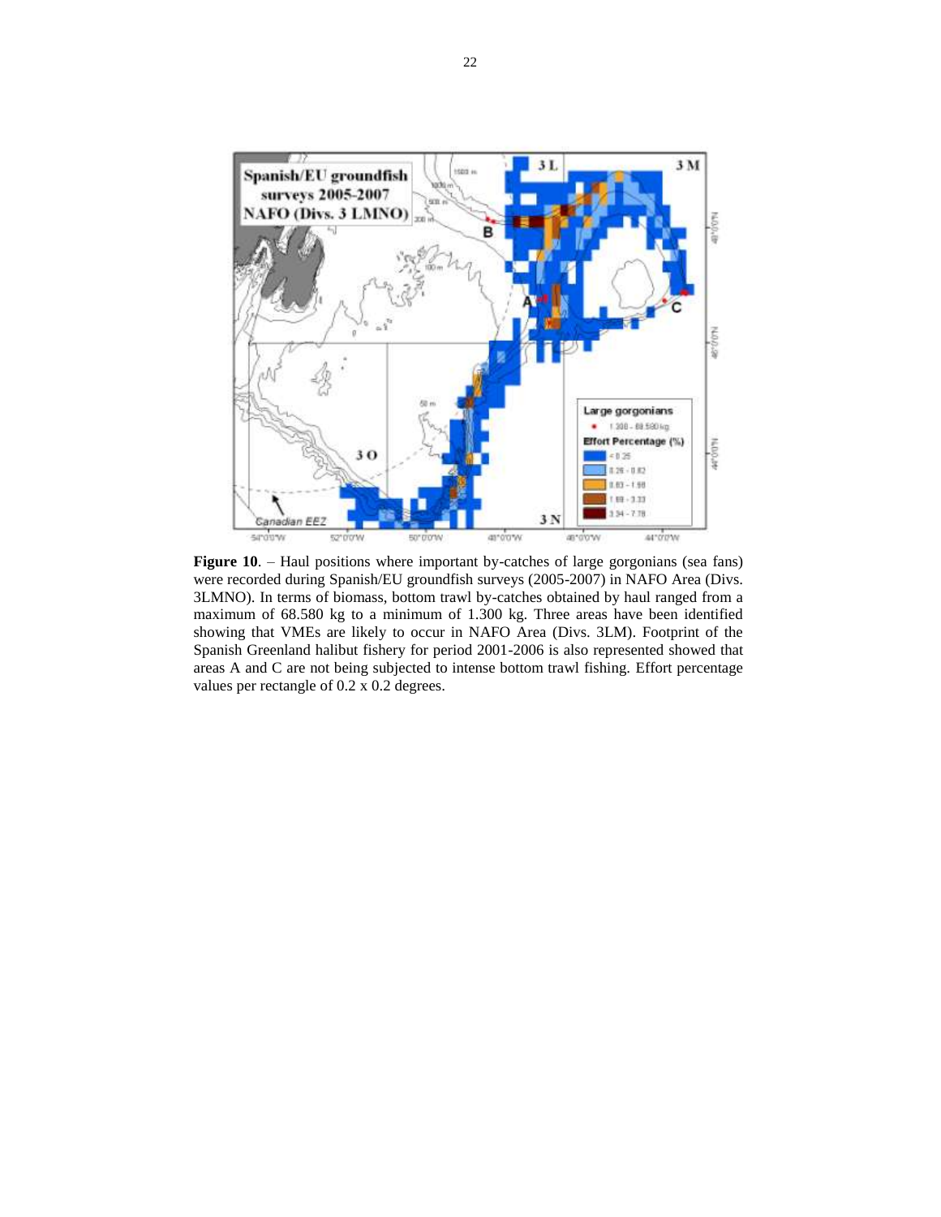Spanish/EU groundfish surveys 2005-2007 NAFO (Divs. 3 LMNO)

3 L

3 M

B

A

C

3 O

3 N

Canadian EEZ

Large gorgonians

1.300 - 68.580 kg

Effort Percentage (%)

< 0.25

0.26 - 0.82

0.83 - 1.98

1.99 - 3.33

3.34 - 7.78

54°0'0"W 52°0'0"W 50°0'0"W 48°0'0"W 46°0'0"W 44°0'0"W

48°0'0"N 46°0'0"N 44°0'0"N

**Figure 10**. – Haul positions where important by-catches of large gorgonians (sea fans) were recorded during Spanish/EU groundfish surveys (2005-2007) in NAFO Area (Divs. 3LMNO). In terms of biomass, bottom trawl by-catches obtained by haul ranged from a maximum of 68.580 kg to a minimum of 1.300 kg. Three areas have been identified showing that VMEs are likely to occur in NAFO Area (Divs. 3LM). Footprint of the Spanish Greenland halibut fishery for period 2001-2006 is also represented showed that areas A and C are not being subjected to intense bottom trawl fishing. Effort percentage values per rectangle of 0.2 x 0.2 degrees.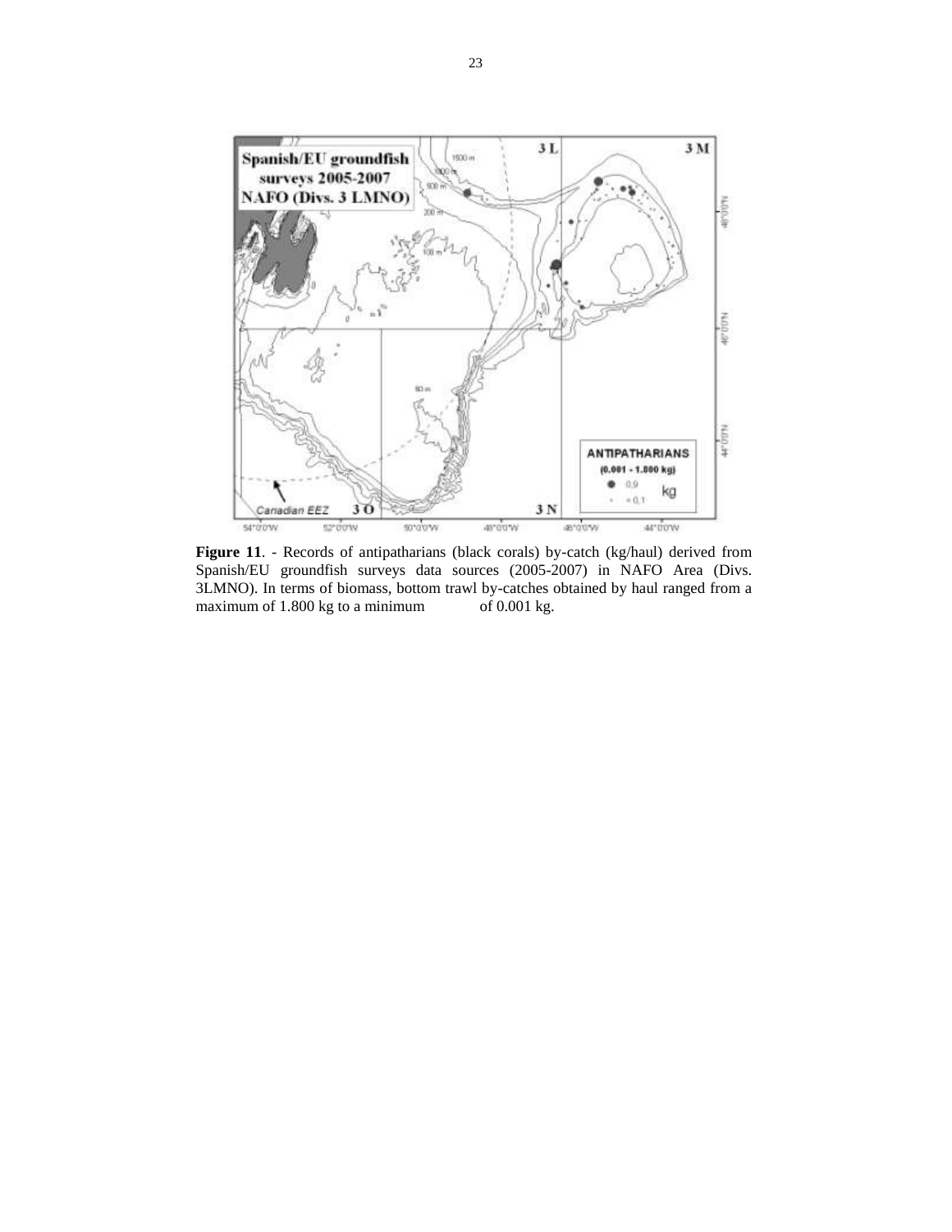**Figure 11**. - Records of antipatharians (black corals) by-catch (kg/haul) derived from Spanish/EU groundfish surveys data sources (2005-2007) in NAFO Area (Divs. 3LMNO). In terms of biomass, bottom trawl by-catches obtained by haul ranged from a maximum of 1.800 kg to a minimum of 0.001 kg.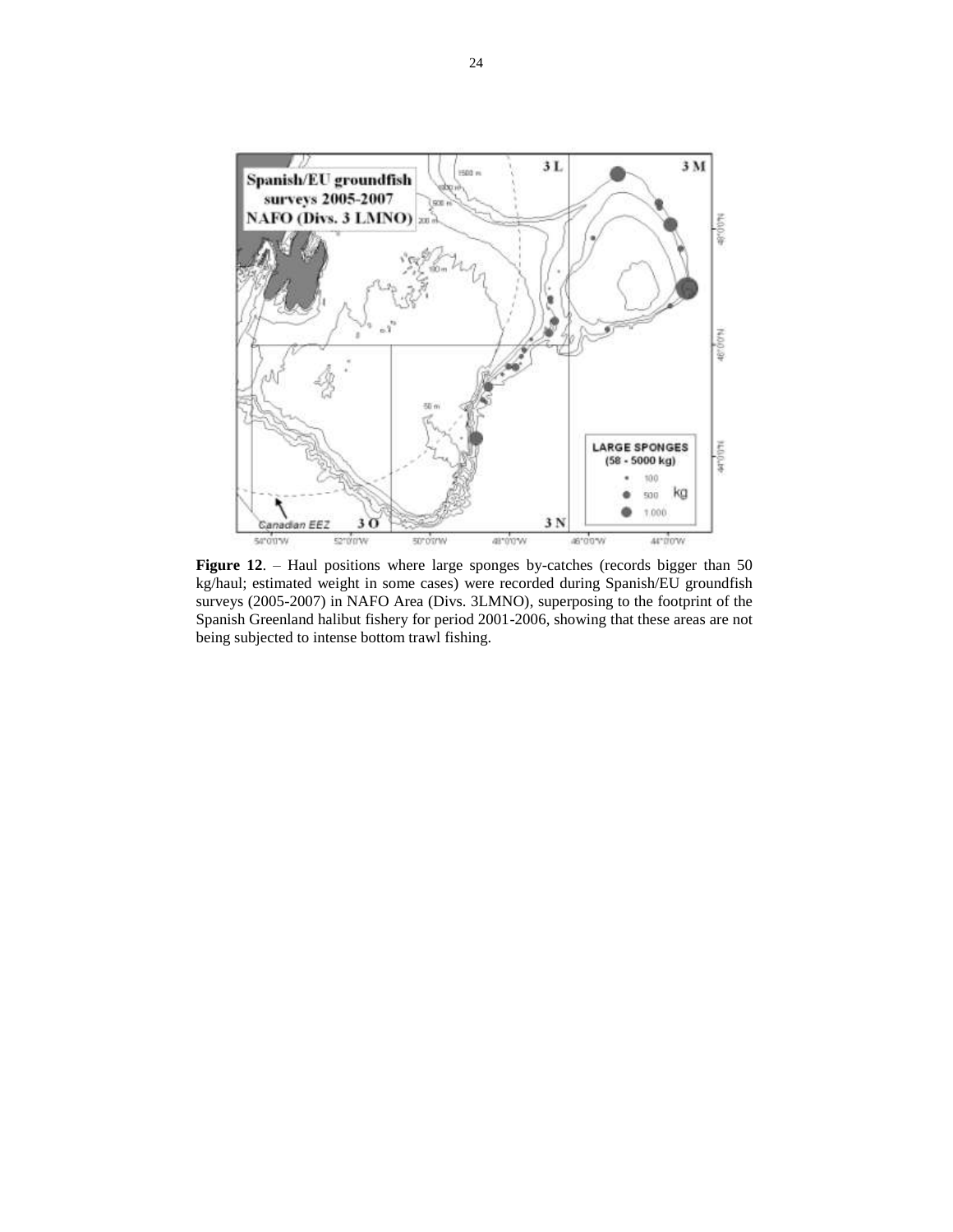Spanish/EU groundfish surveys 2005-2007 NAFO (Divs. 3 LMNO)

3 L

3 M

1500 m

1000 m

500 m

200 m

100 m

50 m

LARGE SPONGES (58 - 5000 kg)

100

500

1.000

kg

Canadian EEZ

3 O

3 N

54°0'0"W

52°0'0"W

50°0'0"W

48°0'0"W

46°0'0"W

44°0'0"W

48°0'0"N

46°0'0"N

44°0'0"N

**Figure 12**. – Haul positions where large sponges by-catches (records bigger than 50 kg/haul; estimated weight in some cases) were recorded during Spanish/EU groundfish surveys (2005-2007) in NAFO Area (Divs. 3LMNO), superposing to the footprint of the Spanish Greenland halibut fishery for period 2001-2006, showing that these areas are not being subjected to intense bottom trawl fishing.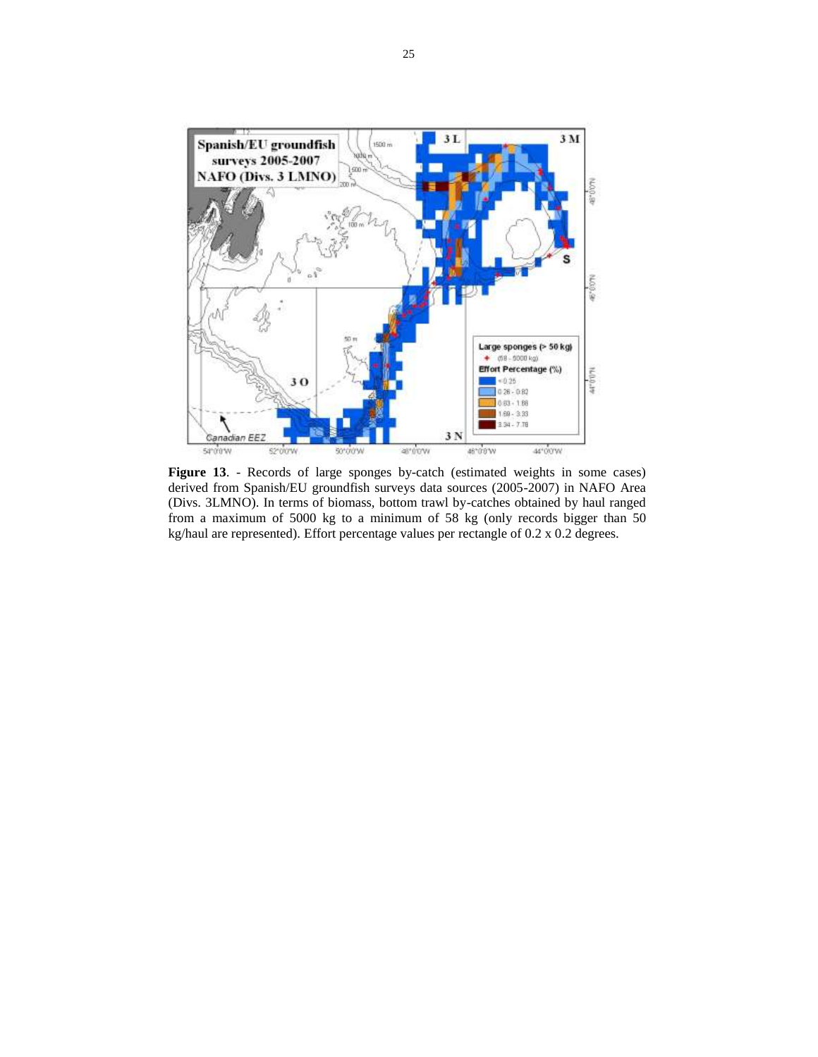Spanish/EU groundfish surveys 2005-2007 NAFO (Divs. 3 LMNO)

3 L

3 M

3 O

3 N

S

1500 m

1000 m

500 m

200 m

100 m

50 m

Large sponges (> 50 kg)

(58 - 5000 kg)

Effort Percentage (%)

< 0.25

0.26 - 0.82

0.83 - 1.68

1.69 - 3.33

3.34 - 7.78

Canadian EEZ

54°0'0"W

52°0'0"W

50°0'0"W

48°0'0"W

46°0'0"W

44°0'0"W

48°0'0"N

46°0'0"N

44°0'0"N

**Figure 13**. - Records of large sponges by-catch (estimated weights in some cases) derived from Spanish/EU groundfish surveys data sources (2005-2007) in NAFO Area (Divs. 3LMNO). In terms of biomass, bottom trawl by-catches obtained by haul ranged from a maximum of 5000 kg to a minimum of 58 kg (only records bigger than 50 kg/haul are represented). Effort percentage values per rectangle of 0.2 x 0.2 degrees.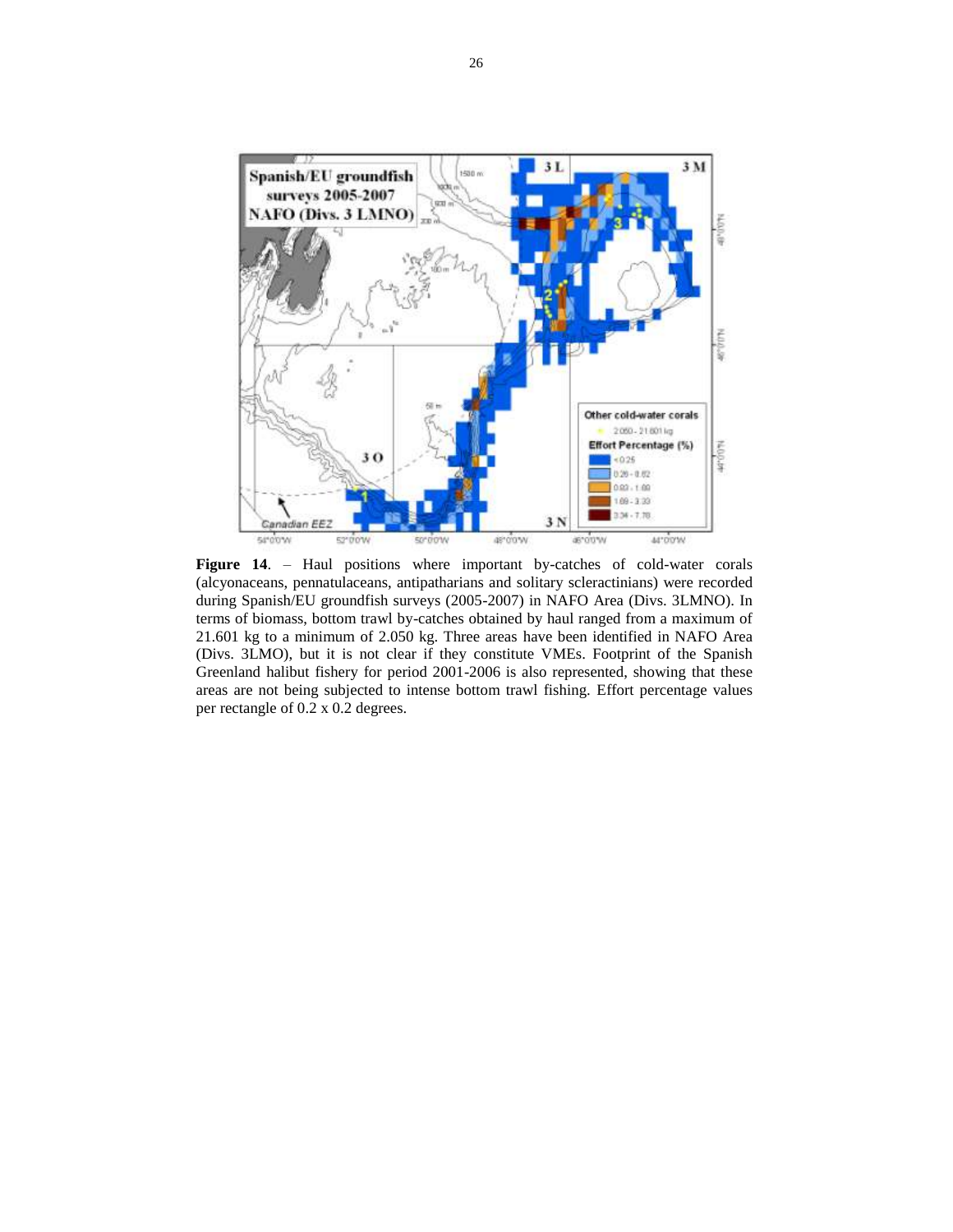Spanish/EU groundfish surveys 2005-2007 NAFO (Divs. 3 LMNO)

1500 m
1000 m
500 m
200 m
100 m
50 m

3 L
3 M
3 O
3 N

Canadian EEZ

Other cold-water corals
2.050 - 21.601 kg
Effort Percentage (%)
< 0.25
0.26 - 0.82
0.83 - 1.68
1.69 - 3.33
3.34 - 7.70

1
2
3

54°0'0"W
52°0'0"W
50°0'0"W
48°0'0"W
46°0'0"W
44°0'0"W

48°0'0"N
46°0'0"N
44°0'0"N

**Figure 14**. – Haul positions where important by-catches of cold-water corals (alcyonaceans, pennatulaceans, antipatharians and solitary scleractinians) were recorded during Spanish/EU groundfish surveys (2005-2007) in NAFO Area (Divs. 3LMNO). In terms of biomass, bottom trawl by-catches obtained by haul ranged from a maximum of 21.601 kg to a minimum of 2.050 kg. Three areas have been identified in NAFO Area (Divs. 3LMO), but it is not clear if they constitute VMEs. Footprint of the Spanish Greenland halibut fishery for period 2001-2006 is also represented, showing that these areas are not being subjected to intense bottom trawl fishing. Effort percentage values per rectangle of 0.2 x 0.2 degrees.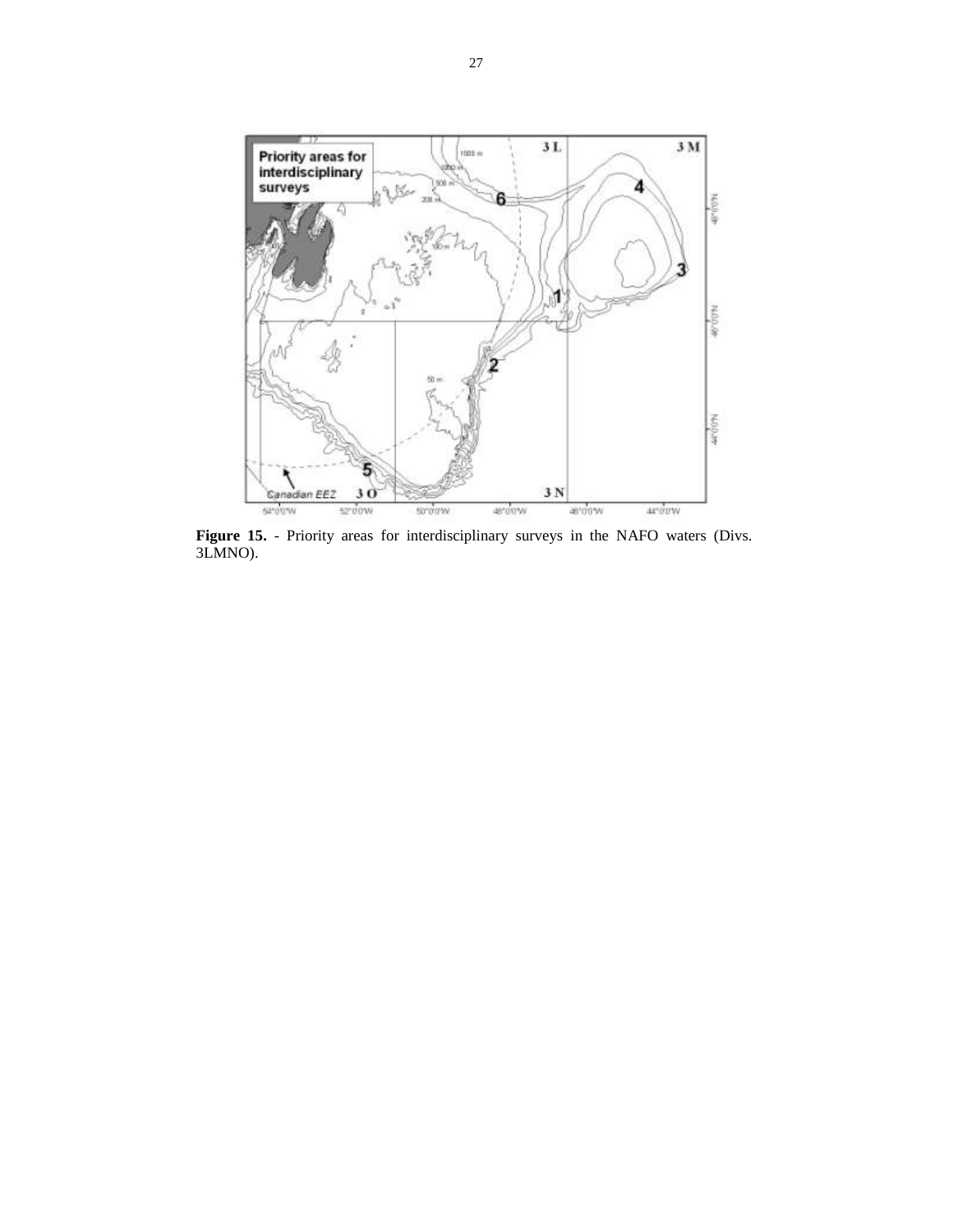Priority areas for interdisciplinary surveys

3 L

3 M

1500 m

1000 m

500 m

200 m

100 m

50 m

1

2

3

4

5

6

3 O

3 N

Canadian EEZ

54°0'0"W

52°0'0"W

50°0'0"W

48°0'0"W

46°0'0"W

44°0'0"W

48°0'0"N

46°0'0"N

44°0'0"N

**Figure 15.** - Priority areas for interdisciplinary surveys in the NAFO waters (Divs. 3LMNO).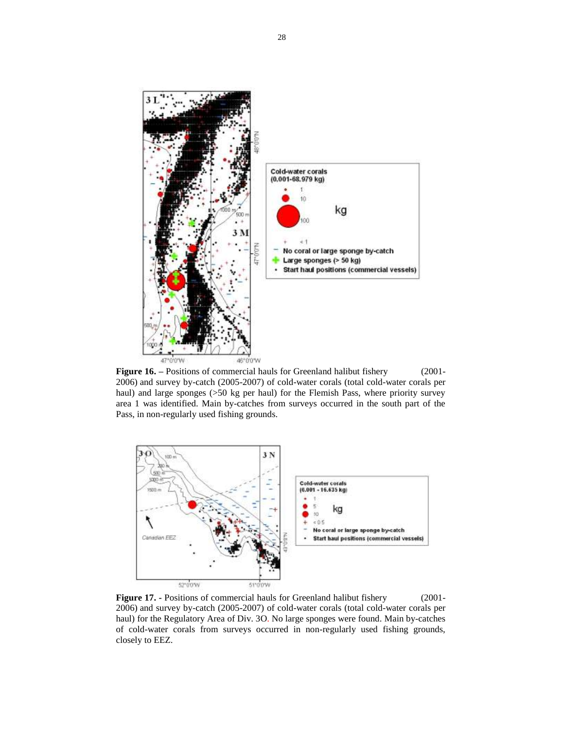3 L

48°0'0"N

1000 m

500 m

3 M

47°0'0"N

500 m

1000 m

47°0'0"W

46°0'0"W

Cold-water corals
(0.001-68.979 kg)

1

10

100

kg

< 1

No coral or large sponge by-catch

Large sponges (> 50 kg)

Start haul positions (commercial vessels)

**Figure 16. –** Positions of commercial hauls for Greenland halibut fishery (2001-2006) and survey by-catch (2005-2007) of cold-water corals (total cold-water corals per haul) and large sponges (>50 kg per haul) for the Flemish Pass, where priority survey area 1 was identified. Main by-catches from surveys occurred in the south part of the Pass, in non-regularly used fishing grounds.

3 O

3 N

100 m

200 m

500 m

1000 m

1500 m

Canadian EEZ

43°0'0"N

52°0'0"W

51°0'0"W

Cold-water corals
(0.001 - 16.635 kg)

1

5

10

kg

< 0.5

No coral or large sponge by-catch

Start haul positions (commercial vessels)

**Figure 17. -** Positions of commercial hauls for Greenland halibut fishery (2001-2006) and survey by-catch (2005-2007) of cold-water corals (total cold-water corals per haul) for the Regulatory Area of Div. 3O. No large sponges were found. Main by-catches of cold-water corals from surveys occurred in non-regularly used fishing grounds, closely to EEZ.